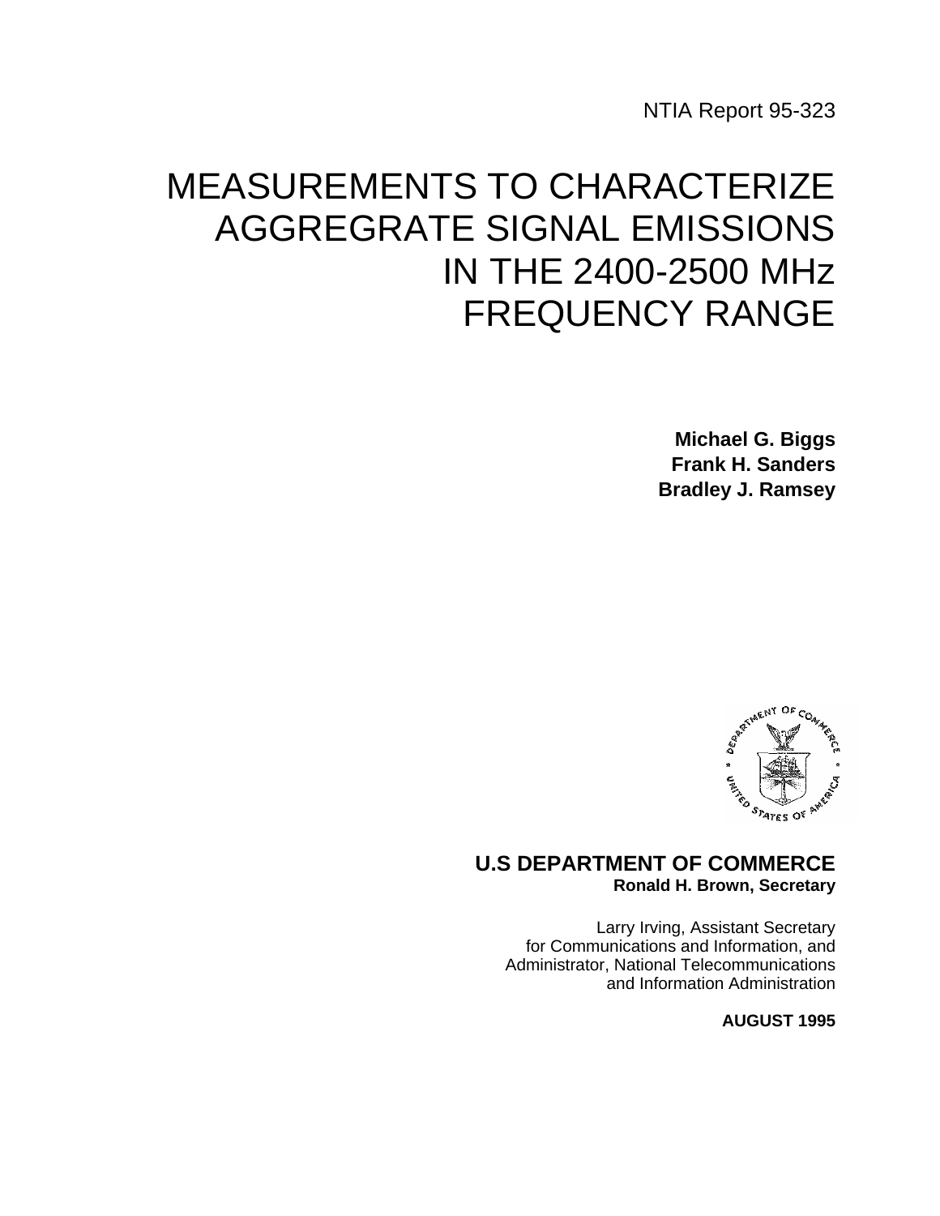NTIA Report 95-323

# MEASUREMENTS TO CHARACTERIZE AGGREGATE SIGNAL EMISSIONS IN THE 2400-2500 MHz FREQUENCY RANGE

**Michael G. Biggs**
**Frank H. Sanders**
**Bradley J. Ramsey**

**U.S DEPARTMENT OF COMMERCE**
**Ronald H. Brown, Secretary**

Larry Irving, Assistant Secretary
for Communications and Information, and
Administrator, National Telecommunications
and Information Administration

**AUGUST 1995**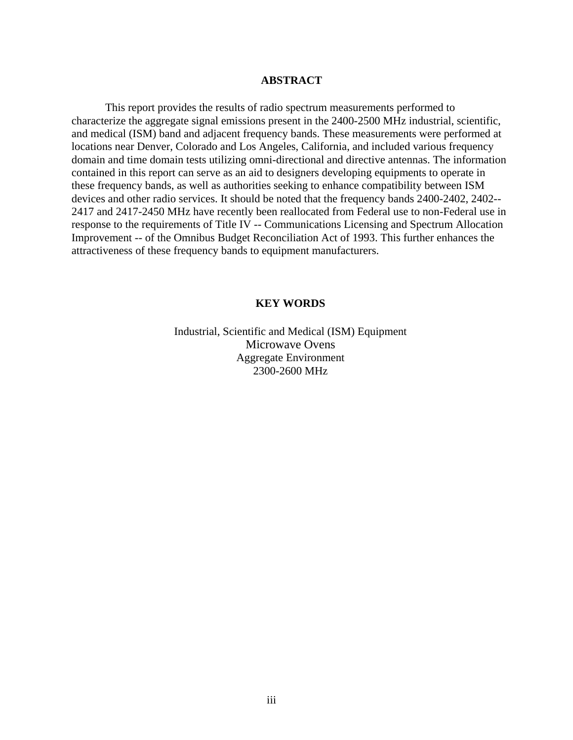## ABSTRACT

This report provides the results of radio spectrum measurements performed to characterize the aggregate signal emissions present in the 2400-2500 MHz industrial, scientific, and medical (ISM) band and adjacent frequency bands. These measurements were performed at locations near Denver, Colorado and Los Angeles, California, and included various frequency domain and time domain tests utilizing omni-directional and directive antennas. The information contained in this report can serve as an aid to designers developing equipments to operate in these frequency bands, as well as authorities seeking to enhance compatibility between ISM devices and other radio services. It should be noted that the frequency bands 2400-2402, 2402--2417 and 2417-2450 MHz have recently been reallocated from Federal use to non-Federal use in response to the requirements of Title IV -- Communications Licensing and Spectrum Allocation Improvement -- of the Omnibus Budget Reconciliation Act of 1993. This further enhances the attractiveness of these frequency bands to equipment manufacturers.

## KEY WORDS

Industrial, Scientific and Medical (ISM) Equipment
Microwave Ovens
Aggregate Environment
2300-2600 MHz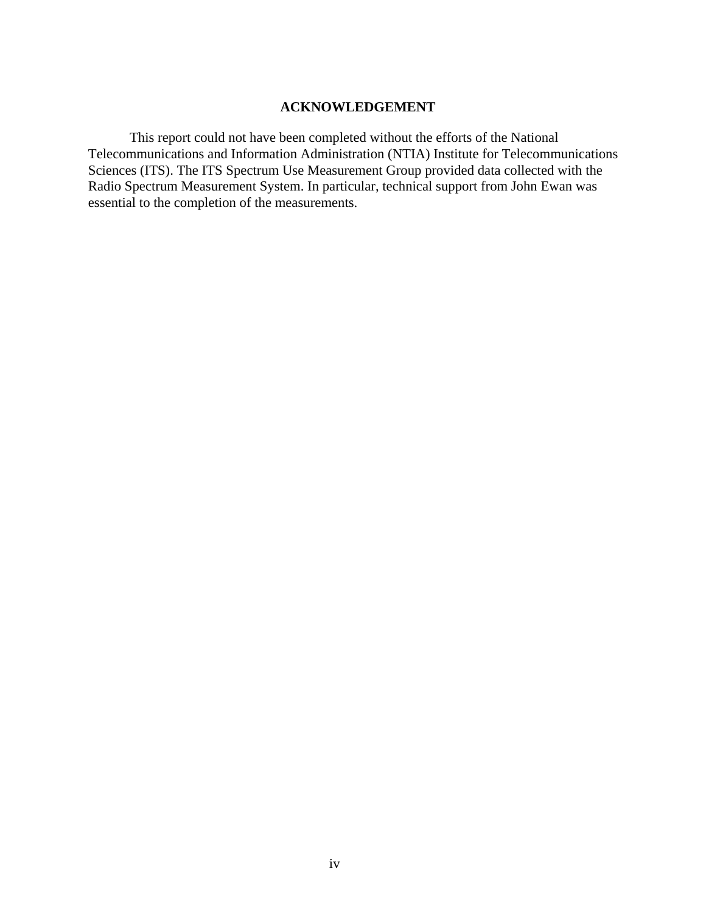## ACKNOWLEDGEMENT

This report could not have been completed without the efforts of the National Telecommunications and Information Administration (NTIA) Institute for Telecommunications Sciences (ITS). The ITS Spectrum Use Measurement Group provided data collected with the Radio Spectrum Measurement System. In particular, technical support from John Ewan was essential to the completion of the measurements.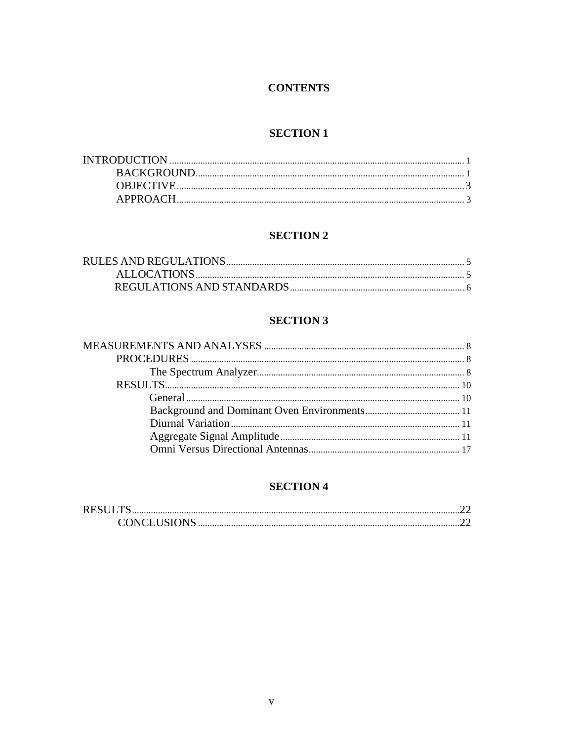# CONTENTS

## SECTION 1

INTRODUCTION ........ 1
- BACKGROUND ........ 1
- OBJECTIVE ........ 3
- APPROACH ........ 3

## SECTION 2

RULES AND REGULATIONS ........ 5
- ALLOCATIONS ........ 5
- REGULATIONS AND STANDARDS ........ 6

## SECTION 3

MEASUREMENTS AND ANALYSES ........ 8
- PROCEDURES ........ 8
  - The Spectrum Analyzer ........ 8
- RESULTS ........ 10
  - General ........ 10
  - Background and Dominant Oven Environments ........ 11
  - Diurnal Variation ........ 11
  - Aggregate Signal Amplitude ........ 11
  - Omni Versus Directional Antennas ........ 17

## SECTION 4

RESULTS ........ 22
- CONCLUSIONS ........ 22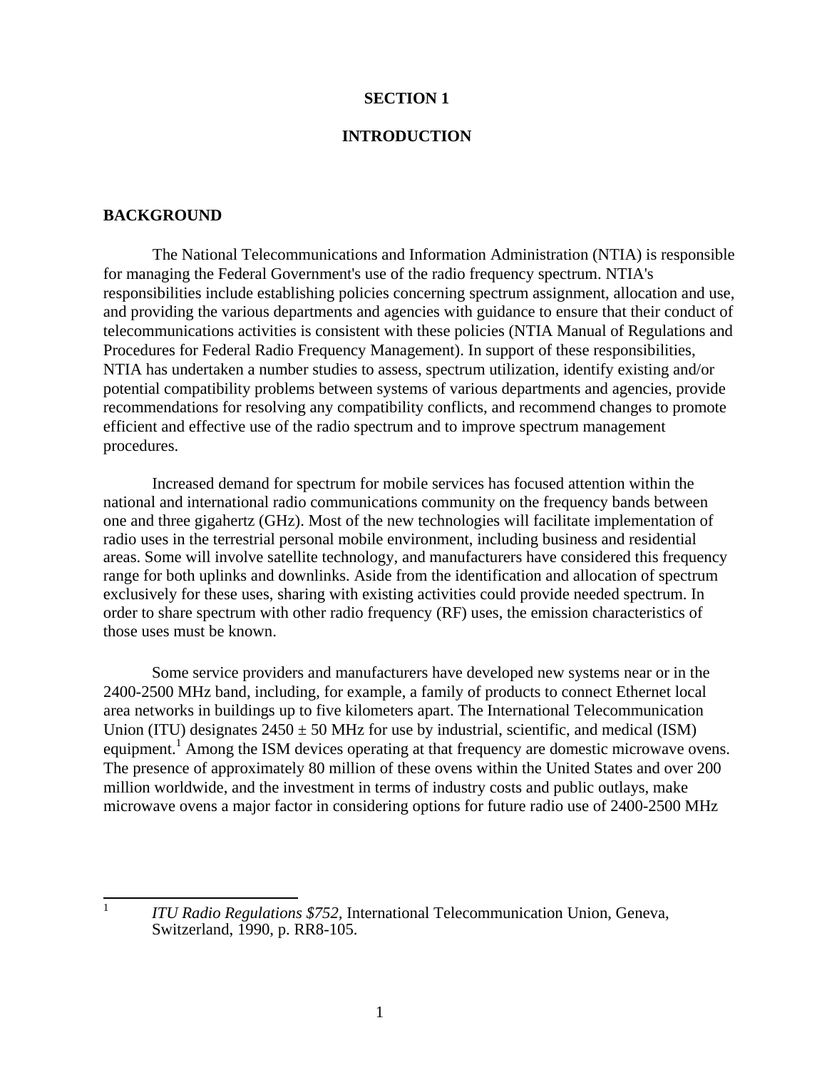# SECTION 1

# INTRODUCTION

## BACKGROUND

The National Telecommunications and Information Administration (NTIA) is responsible for managing the Federal Government's use of the radio frequency spectrum. NTIA's responsibilities include establishing policies concerning spectrum assignment, allocation and use, and providing the various departments and agencies with guidance to ensure that their conduct of telecommunications activities is consistent with these policies (NTIA Manual of Regulations and Procedures for Federal Radio Frequency Management). In support of these responsibilities, NTIA has undertaken a number studies to assess, spectrum utilization, identify existing and/or potential compatibility problems between systems of various departments and agencies, provide recommendations for resolving any compatibility conflicts, and recommend changes to promote efficient and effective use of the radio spectrum and to improve spectrum management procedures.

Increased demand for spectrum for mobile services has focused attention within the national and international radio communications community on the frequency bands between one and three gigahertz (GHz). Most of the new technologies will facilitate implementation of radio uses in the terrestrial personal mobile environment, including business and residential areas. Some will involve satellite technology, and manufacturers have considered this frequency range for both uplinks and downlinks. Aside from the identification and allocation of spectrum exclusively for these uses, sharing with existing activities could provide needed spectrum. In order to share spectrum with other radio frequency (RF) uses, the emission characteristics of those uses must be known.

Some service providers and manufacturers have developed new systems near or in the 2400-2500 MHz band, including, for example, a family of products to connect Ethernet local area networks in buildings up to five kilometers apart. The International Telecommunication Union (ITU) designates $2450 \pm 50$ MHz for use by industrial, scientific, and medical (ISM) equipment.[1] Among the ISM devices operating at that frequency are domestic microwave ovens. The presence of approximately 80 million of these ovens within the United States and over 200 million worldwide, and the investment in terms of industry costs and public outlays, make microwave ovens a major factor in considering options for future radio use of 2400-2500 MHz

[1] *ITU Radio Regulations $752*, International Telecommunication Union, Geneva, Switzerland, 1990, p. RR8-105.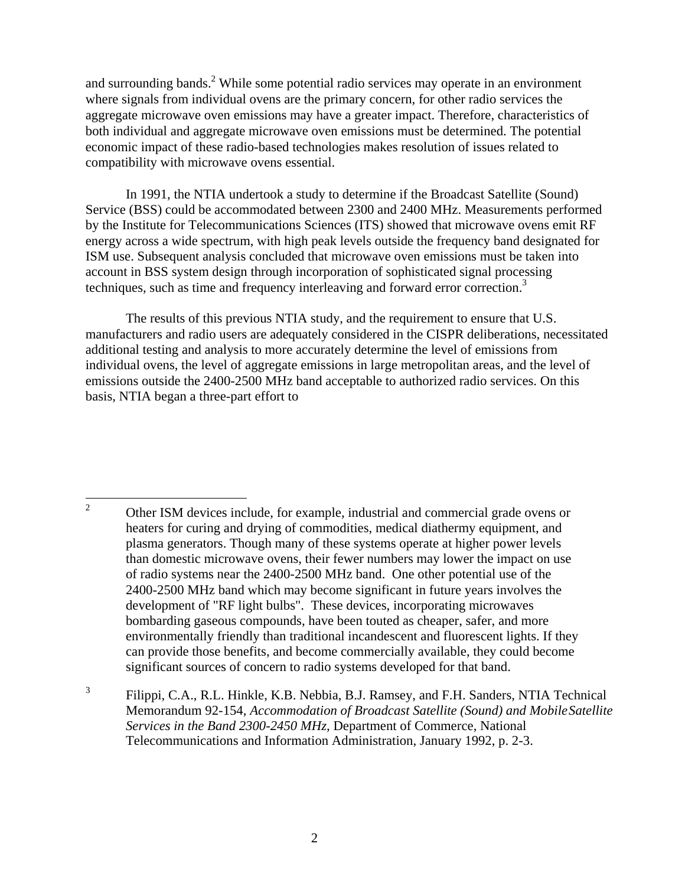and surrounding bands.[2] While some potential radio services may operate in an environment where signals from individual ovens are the primary concern, for other radio services the aggregate microwave oven emissions may have a greater impact. Therefore, characteristics of both individual and aggregate microwave oven emissions must be determined. The potential economic impact of these radio-based technologies makes resolution of issues related to compatibility with microwave ovens essential.

In 1991, the NTIA undertook a study to determine if the Broadcast Satellite (Sound) Service (BSS) could be accommodated between 2300 and 2400 MHz. Measurements performed by the Institute for Telecommunications Sciences (ITS) showed that microwave ovens emit RF energy across a wide spectrum, with high peak levels outside the frequency band designated for ISM use. Subsequent analysis concluded that microwave oven emissions must be taken into account in BSS system design through incorporation of sophisticated signal processing techniques, such as time and frequency interleaving and forward error correction.[3]

The results of this previous NTIA study, and the requirement to ensure that U.S. manufacturers and radio users are adequately considered in the CISPR deliberations, necessitated additional testing and analysis to more accurately determine the level of emissions from individual ovens, the level of aggregate emissions in large metropolitan areas, and the level of emissions outside the 2400-2500 MHz band acceptable to authorized radio services. On this basis, NTIA began a three-part effort to

---

[2] Other ISM devices include, for example, industrial and commercial grade ovens or heaters for curing and drying of commodities, medical diathermy equipment, and plasma generators. Though many of these systems operate at higher power levels than domestic microwave ovens, their fewer numbers may lower the impact on use of radio systems near the 2400-2500 MHz band. One other potential use of the 2400-2500 MHz band which may become significant in future years involves the development of "RF light bulbs". These devices, incorporating microwaves bombarding gaseous compounds, have been touted as cheaper, safer, and more environmentally friendly than traditional incandescent and fluorescent lights. If they can provide those benefits, and become commercially available, they could become significant sources of concern to radio systems developed for that band.

[3] Filippi, C.A., R.L. Hinkle, K.B. Nebbia, B.J. Ramsey, and F.H. Sanders, NTIA Technical Memorandum 92-154, *Accommodation of Broadcast Satellite (Sound) and Mobile Satellite Services in the Band 2300-2450 MHz,* Department of Commerce, National Telecommunications and Information Administration, January 1992, p. 2-3.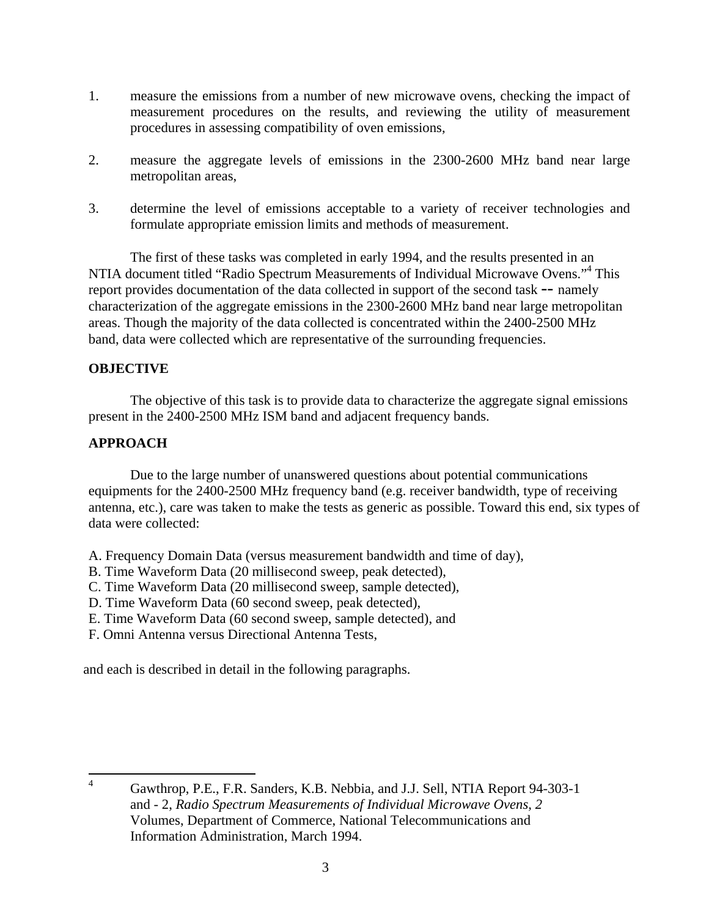1. measure the emissions from a number of new microwave ovens, checking the impact of measurement procedures on the results, and reviewing the utility of measurement procedures in assessing compatibility of oven emissions,

2. measure the aggregate levels of emissions in the 2300-2600 MHz band near large metropolitan areas,

3. determine the level of emissions acceptable to a variety of receiver technologies and formulate appropriate emission limits and methods of measurement.

The first of these tasks was completed in early 1994, and the results presented in an NTIA document titled "Radio Spectrum Measurements of Individual Microwave Ovens."[4] This report provides documentation of the data collected in support of the second task -- namely characterization of the aggregate emissions in the 2300-2600 MHz band near large metropolitan areas. Though the majority of the data collected is concentrated within the 2400-2500 MHz band, data were collected which are representative of the surrounding frequencies.

**OBJECTIVE**

The objective of this task is to provide data to characterize the aggregate signal emissions present in the 2400-2500 MHz ISM band and adjacent frequency bands.

**APPROACH**

Due to the large number of unanswered questions about potential communications equipments for the 2400-2500 MHz frequency band (e.g. receiver bandwidth, type of receiving antenna, etc.), care was taken to make the tests as generic as possible. Toward this end, six types of data were collected:

A. Frequency Domain Data (versus measurement bandwidth and time of day),
B. Time Waveform Data (20 millisecond sweep, peak detected),
C. Time Waveform Data (20 millisecond sweep, sample detected),
D. Time Waveform Data (60 second sweep, peak detected),
E. Time Waveform Data (60 second sweep, sample detected), and
F. Omni Antenna versus Directional Antenna Tests,

and each is described in detail in the following paragraphs.

---

[4] Gawthrop, P.E., F.R. Sanders, K.B. Nebbia, and J.J. Sell, NTIA Report 94-303-1 and - 2, *Radio Spectrum Measurements of Individual Microwave Ovens, 2* Volumes, Department of Commerce, National Telecommunications and Information Administration, March 1994.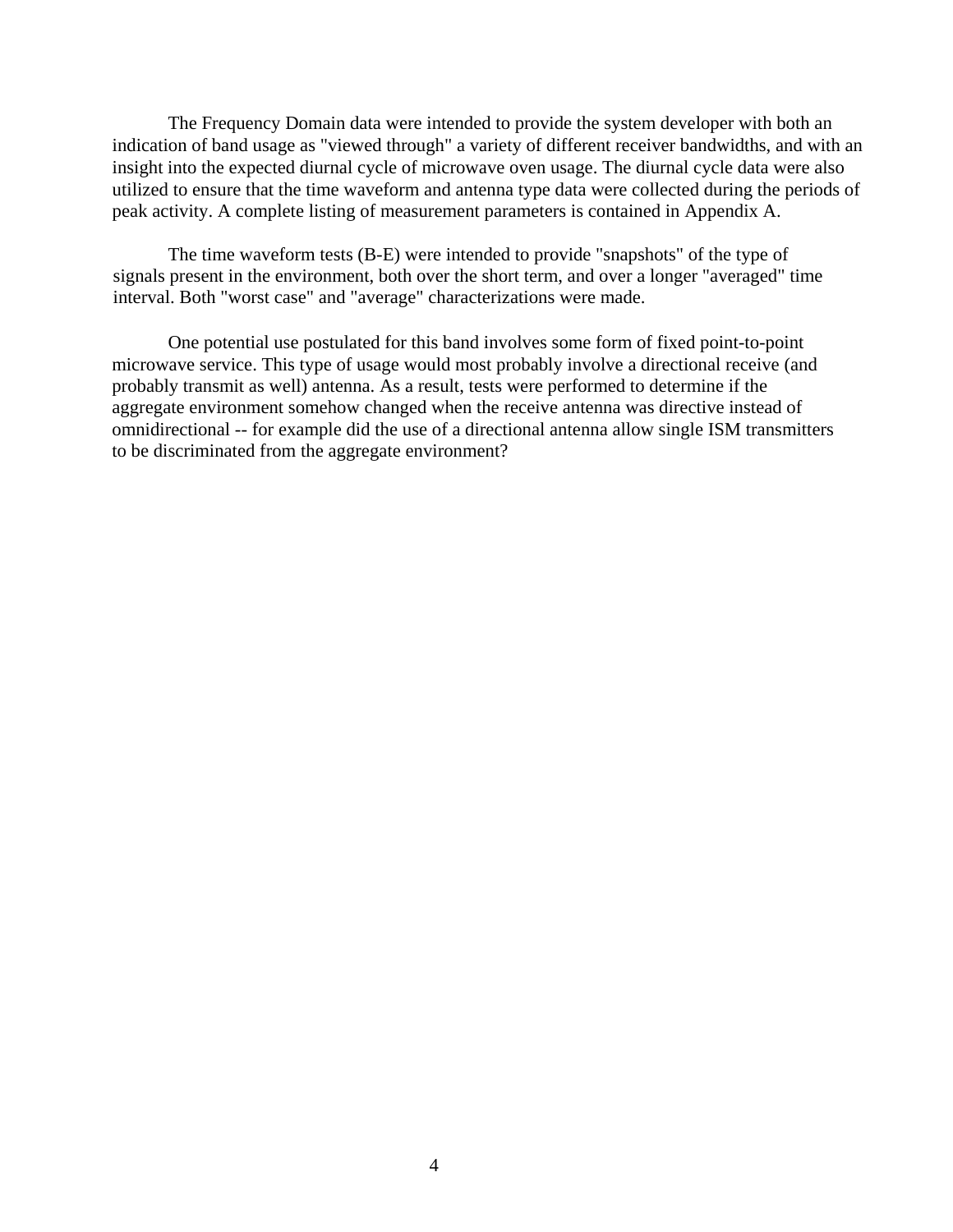The Frequency Domain data were intended to provide the system developer with both an indication of band usage as "viewed through" a variety of different receiver bandwidths, and with an insight into the expected diurnal cycle of microwave oven usage. The diurnal cycle data were also utilized to ensure that the time waveform and antenna type data were collected during the periods of peak activity. A complete listing of measurement parameters is contained in Appendix A.

The time waveform tests (B-E) were intended to provide "snapshots" of the type of signals present in the environment, both over the short term, and over a longer "averaged" time interval. Both "worst case" and "average" characterizations were made.

One potential use postulated for this band involves some form of fixed point-to-point microwave service. This type of usage would most probably involve a directional receive (and probably transmit as well) antenna. As a result, tests were performed to determine if the aggregate environment somehow changed when the receive antenna was directive instead of omnidirectional -- for example did the use of a directional antenna allow single ISM transmitters to be discriminated from the aggregate environment?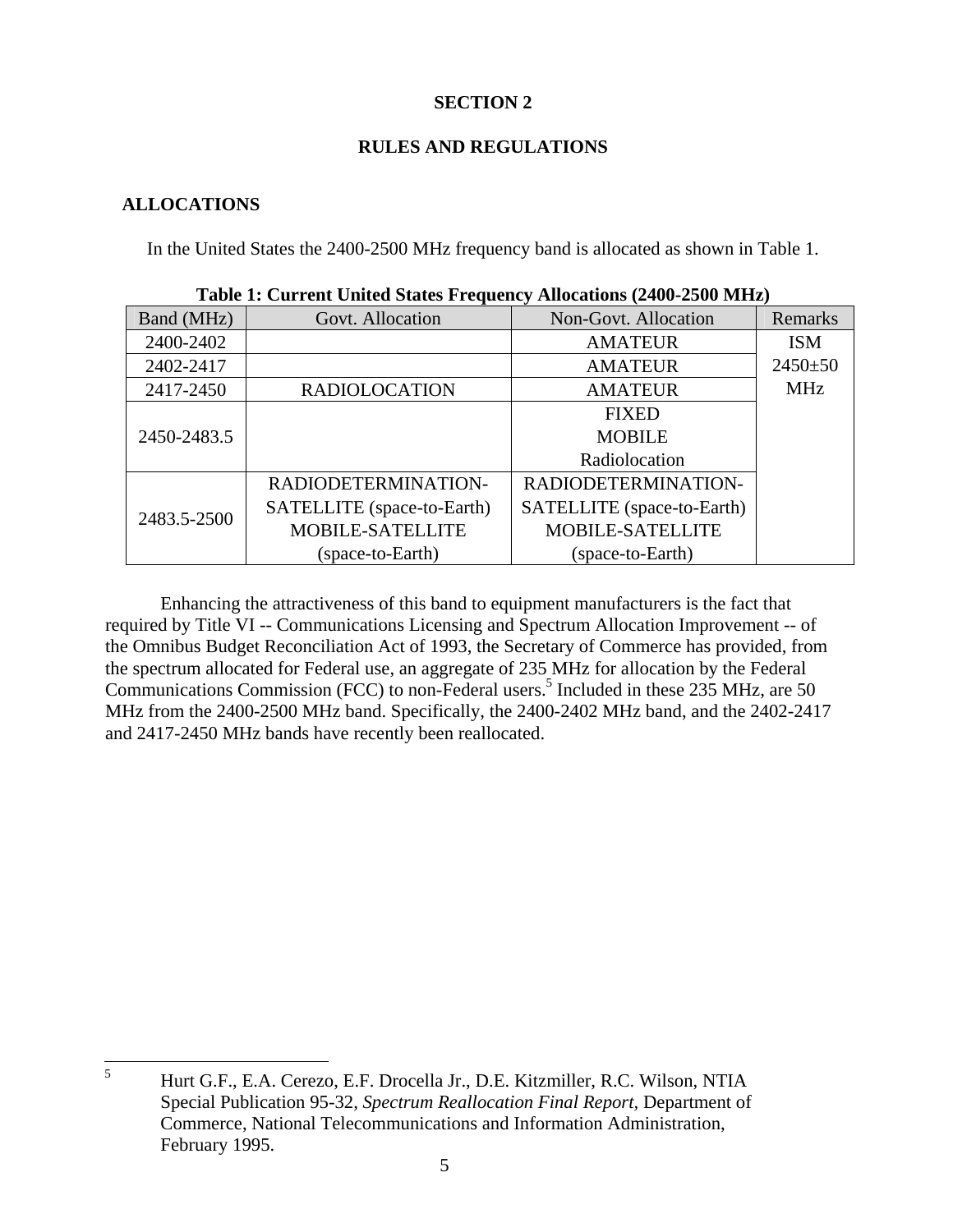# SECTION 2

# RULES AND REGULATIONS

## ALLOCATIONS

In the United States the 2400-2500 MHz frequency band is allocated as shown in Table 1.

**Table 1: Current United States Frequency Allocations (2400-2500 MHz)**

| Band (MHz) | Govt. Allocation | Non-Govt. Allocation | Remarks |
|---|---|---|---|
| 2400-2402 | | AMATEUR | ISM 2450±50 MHz |
| 2402-2417 | | AMATEUR | |
| 2417-2450 | RADIOLOCATION | AMATEUR | |
| 2450-2483.5 | | FIXED<br>MOBILE<br>Radiolocation | |
| 2483.5-2500 | RADIODETERMINATION-SATELLITE (space-to-Earth)<br>MOBILE-SATELLITE (space-to-Earth) | RADIODETERMINATION-SATELLITE (space-to-Earth)<br>MOBILE-SATELLITE (space-to-Earth) | |

Enhancing the attractiveness of this band to equipment manufacturers is the fact that required by Title VI -- Communications Licensing and Spectrum Allocation Improvement -- of the Omnibus Budget Reconciliation Act of 1993, the Secretary of Commerce has provided, from the spectrum allocated for Federal use, an aggregate of 235 MHz for allocation by the Federal Communications Commission (FCC) to non-Federal users.[5] Included in these 235 MHz, are 50 MHz from the 2400-2500 MHz band. Specifically, the 2400-2402 MHz band, and the 2402-2417 and 2417-2450 MHz bands have recently been reallocated.

---

[5] Hurt G.F., E.A. Cerezo, E.F. Drocella Jr., D.E. Kitzmiller, R.C. Wilson, NTIA Special Publication 95-32, *Spectrum Reallocation Final Report*, Department of Commerce, National Telecommunications and Information Administration, February 1995.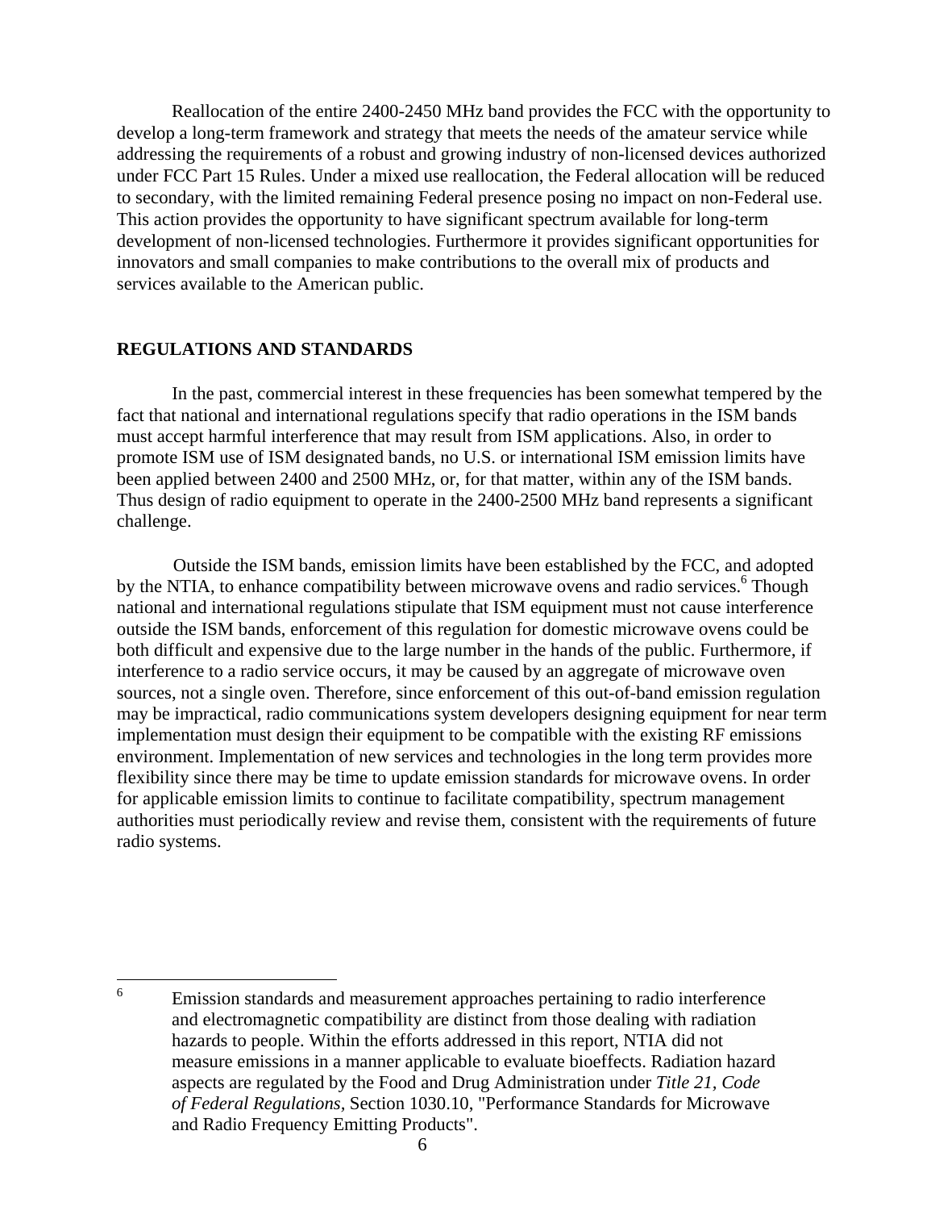Reallocation of the entire 2400-2450 MHz band provides the FCC with the opportunity to develop a long-term framework and strategy that meets the needs of the amateur service while addressing the requirements of a robust and growing industry of non-licensed devices authorized under FCC Part 15 Rules. Under a mixed use reallocation, the Federal allocation will be reduced to secondary, with the limited remaining Federal presence posing no impact on non-Federal use. This action provides the opportunity to have significant spectrum available for long-term development of non-licensed technologies. Furthermore it provides significant opportunities for innovators and small companies to make contributions to the overall mix of products and services available to the American public.

## REGULATIONS AND STANDARDS

In the past, commercial interest in these frequencies has been somewhat tempered by the fact that national and international regulations specify that radio operations in the ISM bands must accept harmful interference that may result from ISM applications. Also, in order to promote ISM use of ISM designated bands, no U.S. or international ISM emission limits have been applied between 2400 and 2500 MHz, or, for that matter, within any of the ISM bands. Thus design of radio equipment to operate in the 2400-2500 MHz band represents a significant challenge.

Outside the ISM bands, emission limits have been established by the FCC, and adopted by the NTIA, to enhance compatibility between microwave ovens and radio services.[6] Though national and international regulations stipulate that ISM equipment must not cause interference outside the ISM bands, enforcement of this regulation for domestic microwave ovens could be both difficult and expensive due to the large number in the hands of the public. Furthermore, if interference to a radio service occurs, it may be caused by an aggregate of microwave oven sources, not a single oven. Therefore, since enforcement of this out-of-band emission regulation may be impractical, radio communications system developers designing equipment for near term implementation must design their equipment to be compatible with the existing RF emissions environment. Implementation of new services and technologies in the long term provides more flexibility since there may be time to update emission standards for microwave ovens. In order for applicable emission limits to continue to facilitate compatibility, spectrum management authorities must periodically review and revise them, consistent with the requirements of future radio systems.

---

[6] Emission standards and measurement approaches pertaining to radio interference and electromagnetic compatibility are distinct from those dealing with radiation hazards to people. Within the efforts addressed in this report, NTIA did not measure emissions in a manner applicable to evaluate bioeffects. Radiation hazard aspects are regulated by the Food and Drug Administration under *Title 21, Code of Federal Regulations,* Section 1030.10, "Performance Standards for Microwave and Radio Frequency Emitting Products".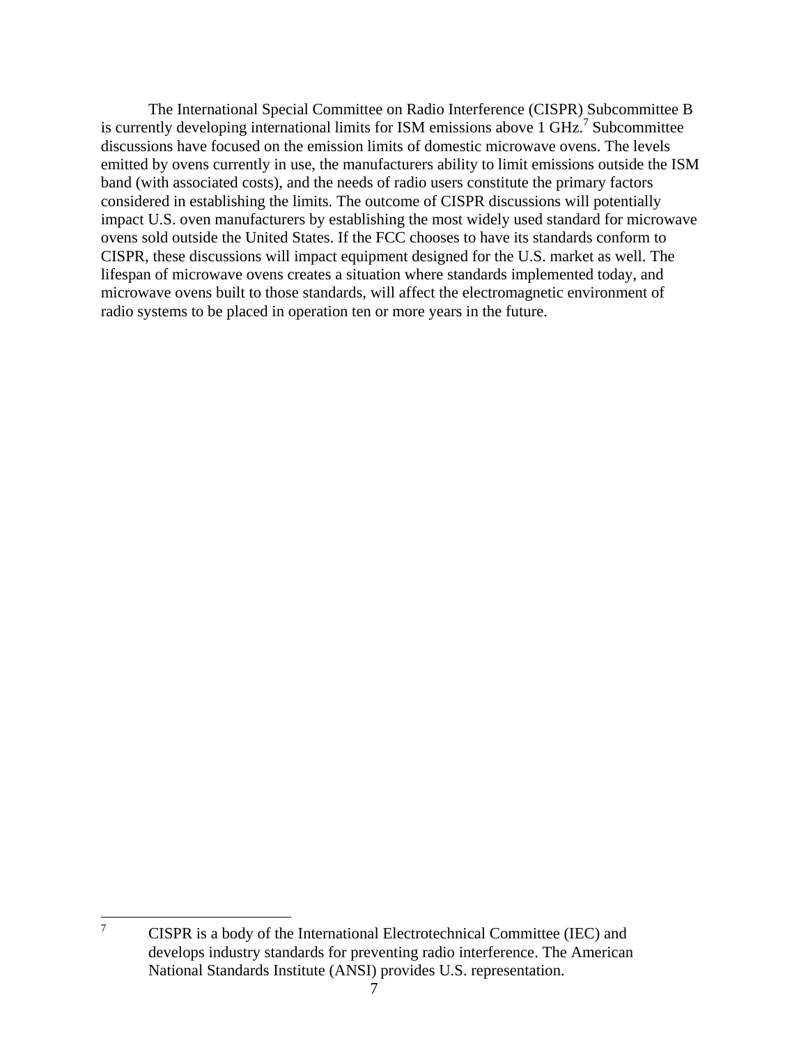The International Special Committee on Radio Interference (CISPR) Subcommittee B is currently developing international limits for ISM emissions above 1 GHz.[7] Subcommittee discussions have focused on the emission limits of domestic microwave ovens. The levels emitted by ovens currently in use, the manufacturers ability to limit emissions outside the ISM band (with associated costs), and the needs of radio users constitute the primary factors considered in establishing the limits. The outcome of CISPR discussions will potentially impact U.S. oven manufacturers by establishing the most widely used standard for microwave ovens sold outside the United States. If the FCC chooses to have its standards conform to CISPR, these discussions will impact equipment designed for the U.S. market as well. The lifespan of microwave ovens creates a situation where standards implemented today, and microwave ovens built to those standards, will affect the electromagnetic environment of radio systems to be placed in operation ten or more years in the future.

---

[7] CISPR is a body of the International Electrotechnical Committee (IEC) and develops industry standards for preventing radio interference. The American National Standards Institute (ANSI) provides U.S. representation.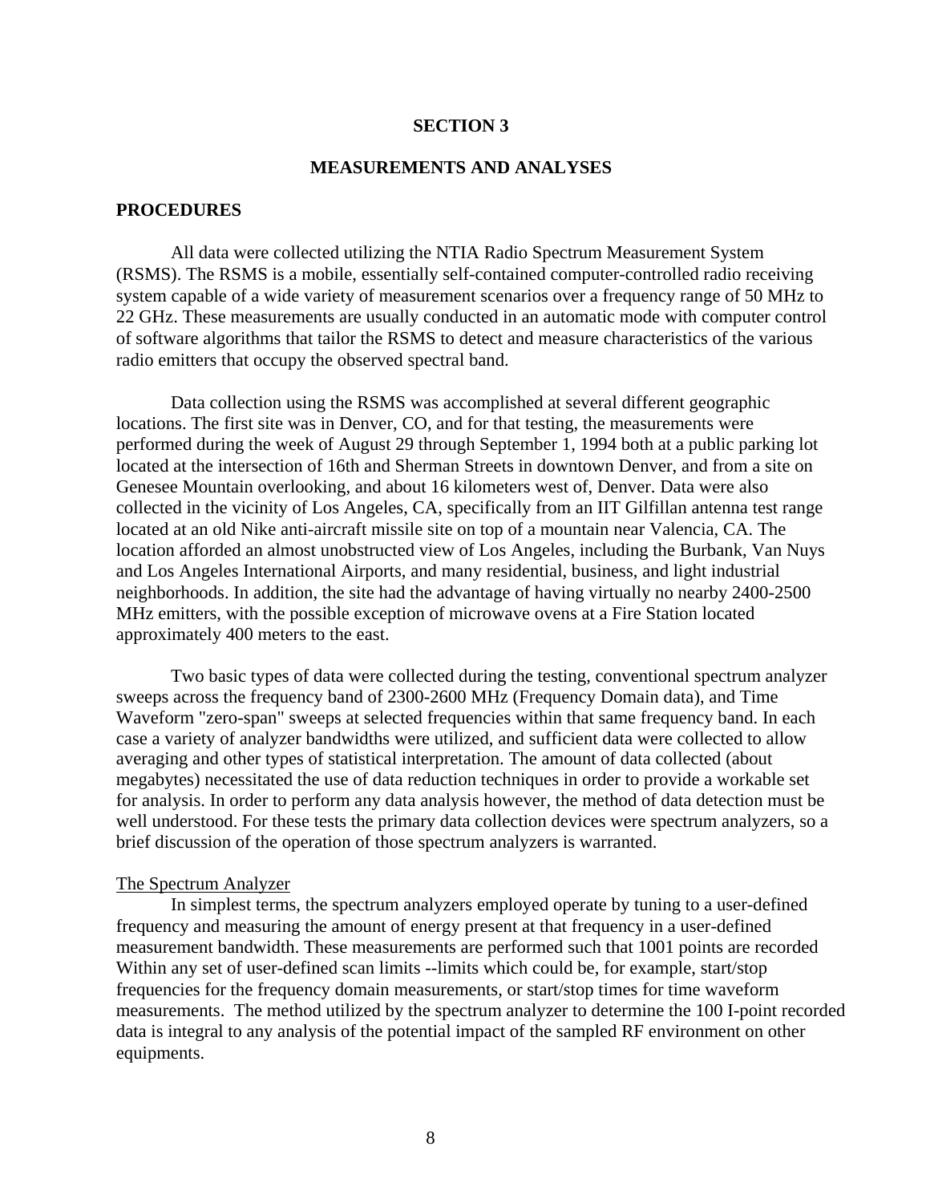# SECTION 3

# MEASUREMENTS AND ANALYSES

## PROCEDURES

All data were collected utilizing the NTIA Radio Spectrum Measurement System (RSMS). The RSMS is a mobile, essentially self-contained computer-controlled radio receiving system capable of a wide variety of measurement scenarios over a frequency range of 50 MHz to 22 GHz. These measurements are usually conducted in an automatic mode with computer control of software algorithms that tailor the RSMS to detect and measure characteristics of the various radio emitters that occupy the observed spectral band.

Data collection using the RSMS was accomplished at several different geographic locations. The first site was in Denver, CO, and for that testing, the measurements were performed during the week of August 29 through September 1, 1994 both at a public parking lot located at the intersection of 16th and Sherman Streets in downtown Denver, and from a site on Genesee Mountain overlooking, and about 16 kilometers west of, Denver. Data were also collected in the vicinity of Los Angeles, CA, specifically from an IIT Gilfillan antenna test range located at an old Nike anti-aircraft missile site on top of a mountain near Valencia, CA. The location afforded an almost unobstructed view of Los Angeles, including the Burbank, Van Nuys and Los Angeles International Airports, and many residential, business, and light industrial neighborhoods. In addition, the site had the advantage of having virtually no nearby 2400-2500 MHz emitters, with the possible exception of microwave ovens at a Fire Station located approximately 400 meters to the east.

Two basic types of data were collected during the testing, conventional spectrum analyzer sweeps across the frequency band of 2300-2600 MHz (Frequency Domain data), and Time Waveform "zero-span" sweeps at selected frequencies within that same frequency band. In each case a variety of analyzer bandwidths were utilized, and sufficient data were collected to allow averaging and other types of statistical interpretation. The amount of data collected (about megabytes) necessitated the use of data reduction techniques in order to provide a workable set for analysis. In order to perform any data analysis however, the method of data detection must be well understood. For these tests the primary data collection devices were spectrum analyzers, so a brief discussion of the operation of those spectrum analyzers is warranted.

### The Spectrum Analyzer

In simplest terms, the spectrum analyzers employed operate by tuning to a user-defined frequency and measuring the amount of energy present at that frequency in a user-defined measurement bandwidth. These measurements are performed such that 1001 points are recorded Within any set of user-defined scan limits --limits which could be, for example, start/stop frequencies for the frequency domain measurements, or start/stop times for time waveform measurements. The method utilized by the spectrum analyzer to determine the 100 I-point recorded data is integral to any analysis of the potential impact of the sampled RF environment on other equipments.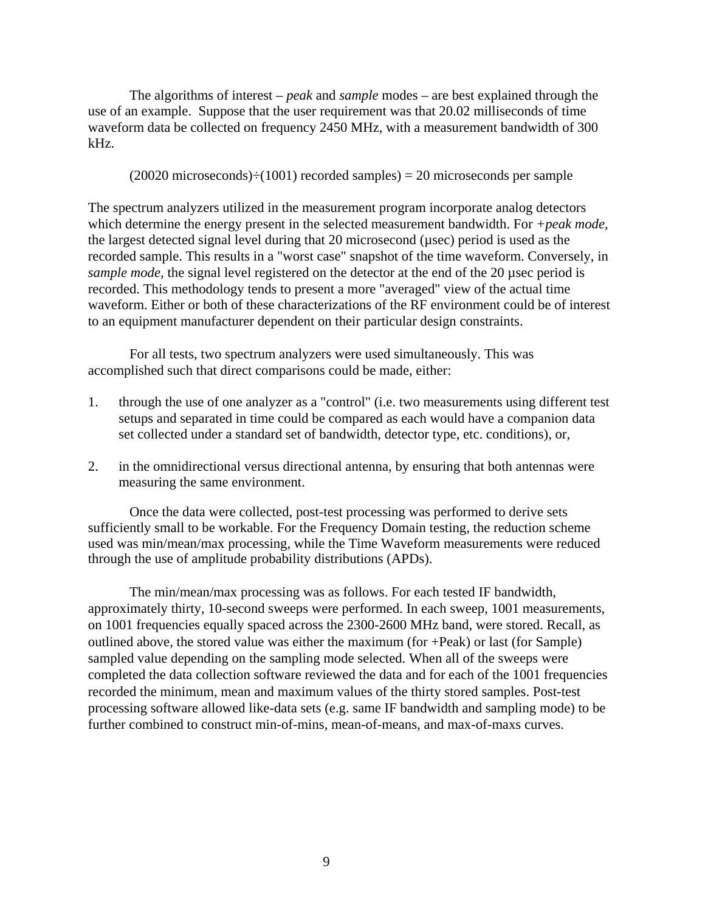The algorithms of interest – *peak* and *sample* modes – are best explained through the use of an example. Suppose that the user requirement was that 20.02 milliseconds of time waveform data be collected on frequency 2450 MHz, with a measurement bandwidth of 300 kHz.

(20020 microseconds)÷(1001) recorded samples) = 20 microseconds per sample

The spectrum analyzers utilized in the measurement program incorporate analog detectors which determine the energy present in the selected measurement bandwidth. For *+peak mode,* the largest detected signal level during that 20 microsecond (µsec) period is used as the recorded sample. This results in a "worst case" snapshot of the time waveform. Conversely, in *sample mode,* the signal level registered on the detector at the end of the 20 µsec period is recorded. This methodology tends to present a more "averaged" view of the actual time waveform. Either or both of these characterizations of the RF environment could be of interest to an equipment manufacturer dependent on their particular design constraints.

For all tests, two spectrum analyzers were used simultaneously. This was accomplished such that direct comparisons could be made, either:

1. through the use of one analyzer as a "control" (i.e. two measurements using different test setups and separated in time could be compared as each would have a companion data set collected under a standard set of bandwidth, detector type, etc. conditions), or,

2. in the omnidirectional versus directional antenna, by ensuring that both antennas were measuring the same environment.

Once the data were collected, post-test processing was performed to derive sets sufficiently small to be workable. For the Frequency Domain testing, the reduction scheme used was min/mean/max processing, while the Time Waveform measurements were reduced through the use of amplitude probability distributions (APDs).

The min/mean/max processing was as follows. For each tested IF bandwidth, approximately thirty, 10-second sweeps were performed. In each sweep, 1001 measurements, on 1001 frequencies equally spaced across the 2300-2600 MHz band, were stored. Recall, as outlined above, the stored value was either the maximum (for +Peak) or last (for Sample) sampled value depending on the sampling mode selected. When all of the sweeps were completed the data collection software reviewed the data and for each of the 1001 frequencies recorded the minimum, mean and maximum values of the thirty stored samples. Post-test processing software allowed like-data sets (e.g. same IF bandwidth and sampling mode) to be further combined to construct min-of-mins, mean-of-means, and max-of-maxs curves.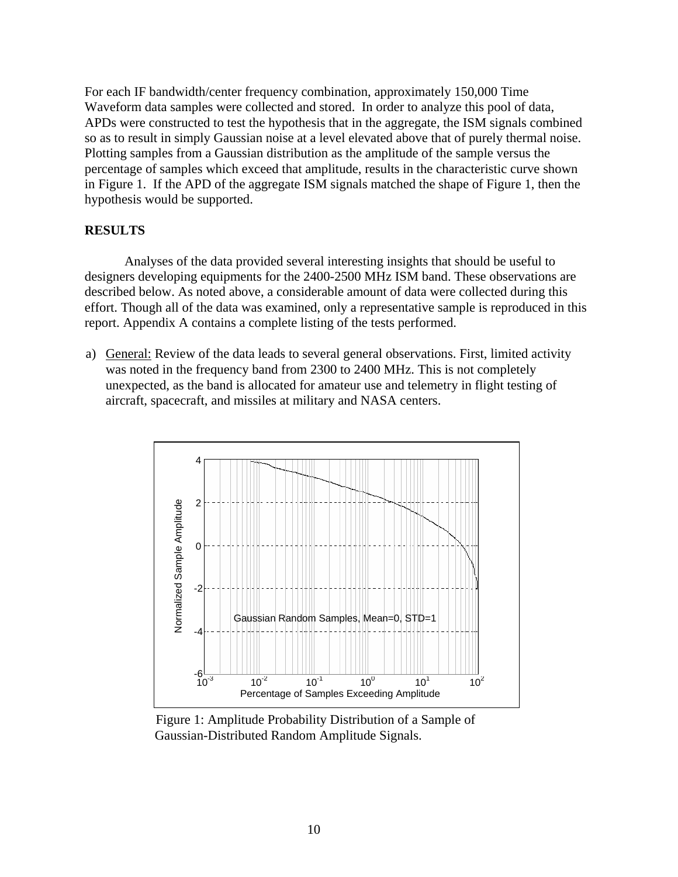For each IF bandwidth/center frequency combination, approximately 150,000 Time Waveform data samples were collected and stored. In order to analyze this pool of data, APDs were constructed to test the hypothesis that in the aggregate, the ISM signals combined so as to result in simply Gaussian noise at a level elevated above that of purely thermal noise. Plotting samples from a Gaussian distribution as the amplitude of the sample versus the percentage of samples which exceed that amplitude, results in the characteristic curve shown in Figure 1. If the APD of the aggregate ISM signals matched the shape of Figure 1, then the hypothesis would be supported.

**RESULTS**

Analyses of the data provided several interesting insights that should be useful to designers developing equipments for the 2400-2500 MHz ISM band. These observations are described below. As noted above, a considerable amount of data were collected during this effort. Though all of the data was examined, only a representative sample is reproduced in this report. Appendix A contains a complete listing of the tests performed.

a) General: Review of the data leads to several general observations. First, limited activity was noted in the frequency band from 2300 to 2400 MHz. This is not completely unexpected, as the band is allocated for amateur use and telemetry in flight testing of aircraft, spacecraft, and missiles at military and NASA centers.

Figure 1: Amplitude Probability Distribution of a Sample of Gaussian-Distributed Random Amplitude Signals.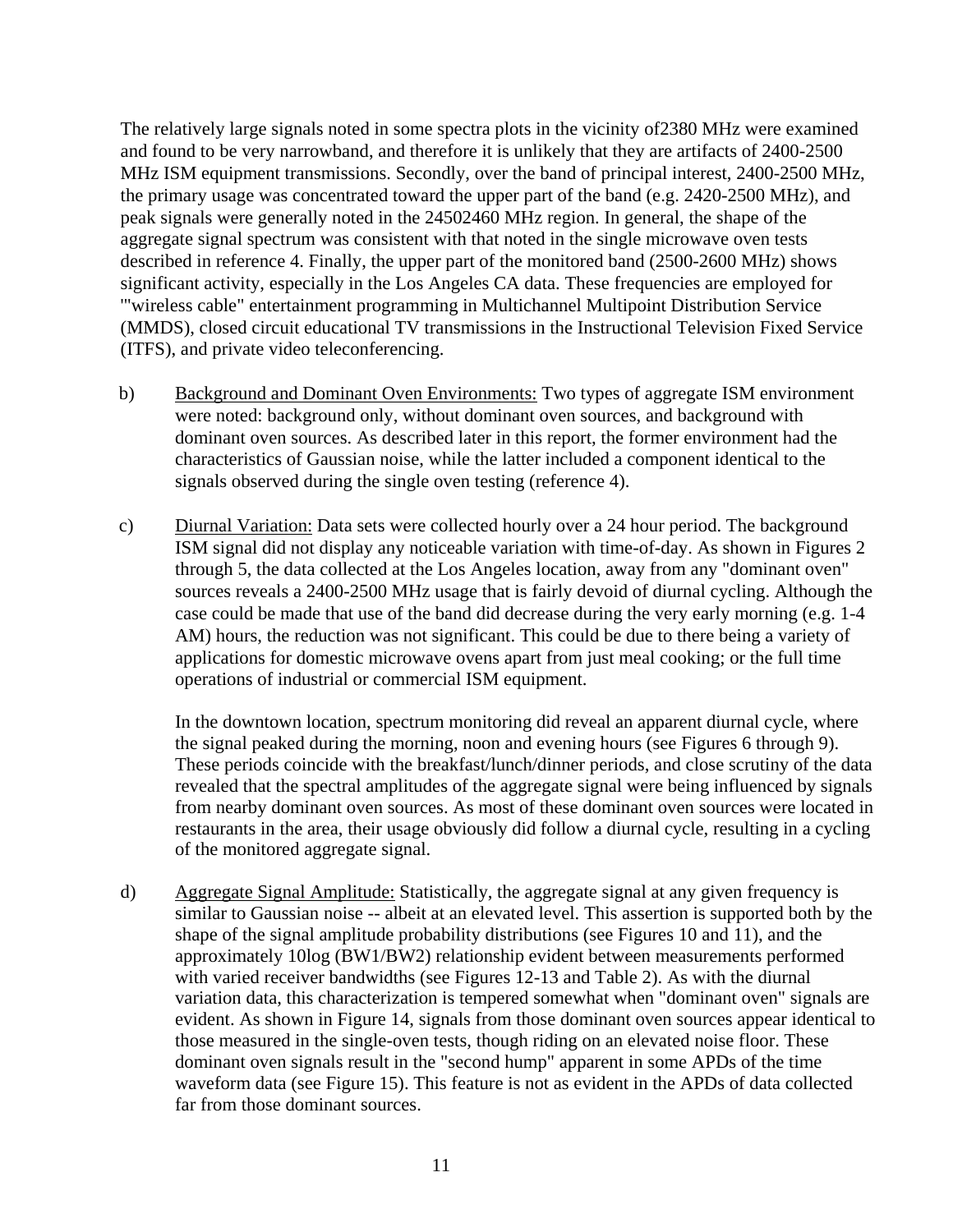The relatively large signals noted in some spectra plots in the vicinity of2380 MHz were examined and found to be very narrowband, and therefore it is unlikely that they are artifacts of 2400-2500 MHz ISM equipment transmissions. Secondly, over the band of principal interest, 2400-2500 MHz, the primary usage was concentrated toward the upper part of the band (e.g. 2420-2500 MHz), and peak signals were generally noted in the 24502460 MHz region. In general, the shape of the aggregate signal spectrum was consistent with that noted in the single microwave oven tests described in reference 4. Finally, the upper part of the monitored band (2500-2600 MHz) shows significant activity, especially in the Los Angeles CA data. These frequencies are employed for '"wireless cable" entertainment programming in Multichannel Multipoint Distribution Service (MMDS), closed circuit educational TV transmissions in the Instructional Television Fixed Service (ITFS), and private video teleconferencing.

b) Background and Dominant Oven Environments: Two types of aggregate ISM environment were noted: background only, without dominant oven sources, and background with dominant oven sources. As described later in this report, the former environment had the characteristics of Gaussian noise, while the latter included a component identical to the signals observed during the single oven testing (reference 4).

c) Diurnal Variation: Data sets were collected hourly over a 24 hour period. The background ISM signal did not display any noticeable variation with time-of-day. As shown in Figures 2 through 5, the data collected at the Los Angeles location, away from any "dominant oven" sources reveals a 2400-2500 MHz usage that is fairly devoid of diurnal cycling. Although the case could be made that use of the band did decrease during the very early morning (e.g. 1-4 AM) hours, the reduction was not significant. This could be due to there being a variety of applications for domestic microwave ovens apart from just meal cooking; or the full time operations of industrial or commercial ISM equipment.

   In the downtown location, spectrum monitoring did reveal an apparent diurnal cycle, where the signal peaked during the morning, noon and evening hours (see Figures 6 through 9). These periods coincide with the breakfast/lunch/dinner periods, and close scrutiny of the data revealed that the spectral amplitudes of the aggregate signal were being influenced by signals from nearby dominant oven sources. As most of these dominant oven sources were located in restaurants in the area, their usage obviously did follow a diurnal cycle, resulting in a cycling of the monitored aggregate signal.

d) Aggregate Signal Amplitude: Statistically, the aggregate signal at any given frequency is similar to Gaussian noise -- albeit at an elevated level. This assertion is supported both by the shape of the signal amplitude probability distributions (see Figures 10 and 11), and the approximately 10log (BW1/BW2) relationship evident between measurements performed with varied receiver bandwidths (see Figures 12-13 and Table 2). As with the diurnal variation data, this characterization is tempered somewhat when "dominant oven" signals are evident. As shown in Figure 14, signals from those dominant oven sources appear identical to those measured in the single-oven tests, though riding on an elevated noise floor. These dominant oven signals result in the "second hump" apparent in some APDs of the time waveform data (see Figure 15). This feature is not as evident in the APDs of data collected far from those dominant sources.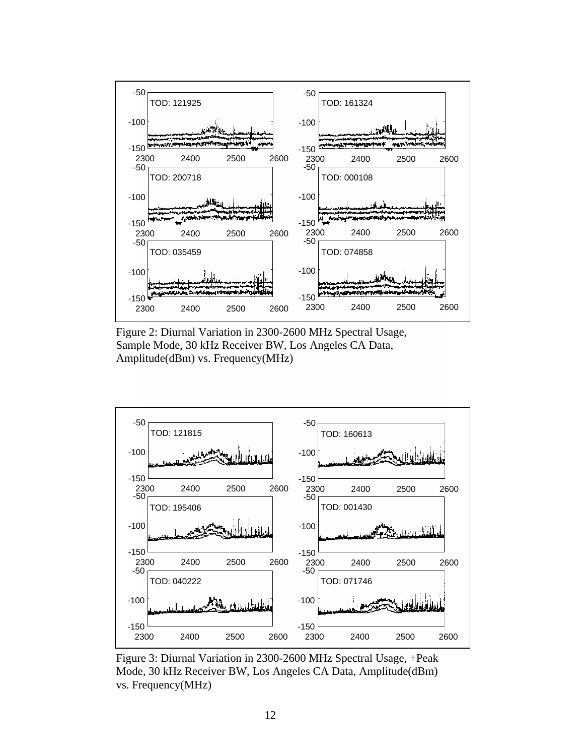Figure 2: Diurnal Variation in 2300-2600 MHz Spectral Usage, Sample Mode, 30 kHz Receiver BW, Los Angeles CA Data, Amplitude(dBm) vs. Frequency(MHz)

Figure 3: Diurnal Variation in 2300-2600 MHz Spectral Usage, +Peak Mode, 30 kHz Receiver BW, Los Angeles CA Data, Amplitude(dBm) vs. Frequency(MHz)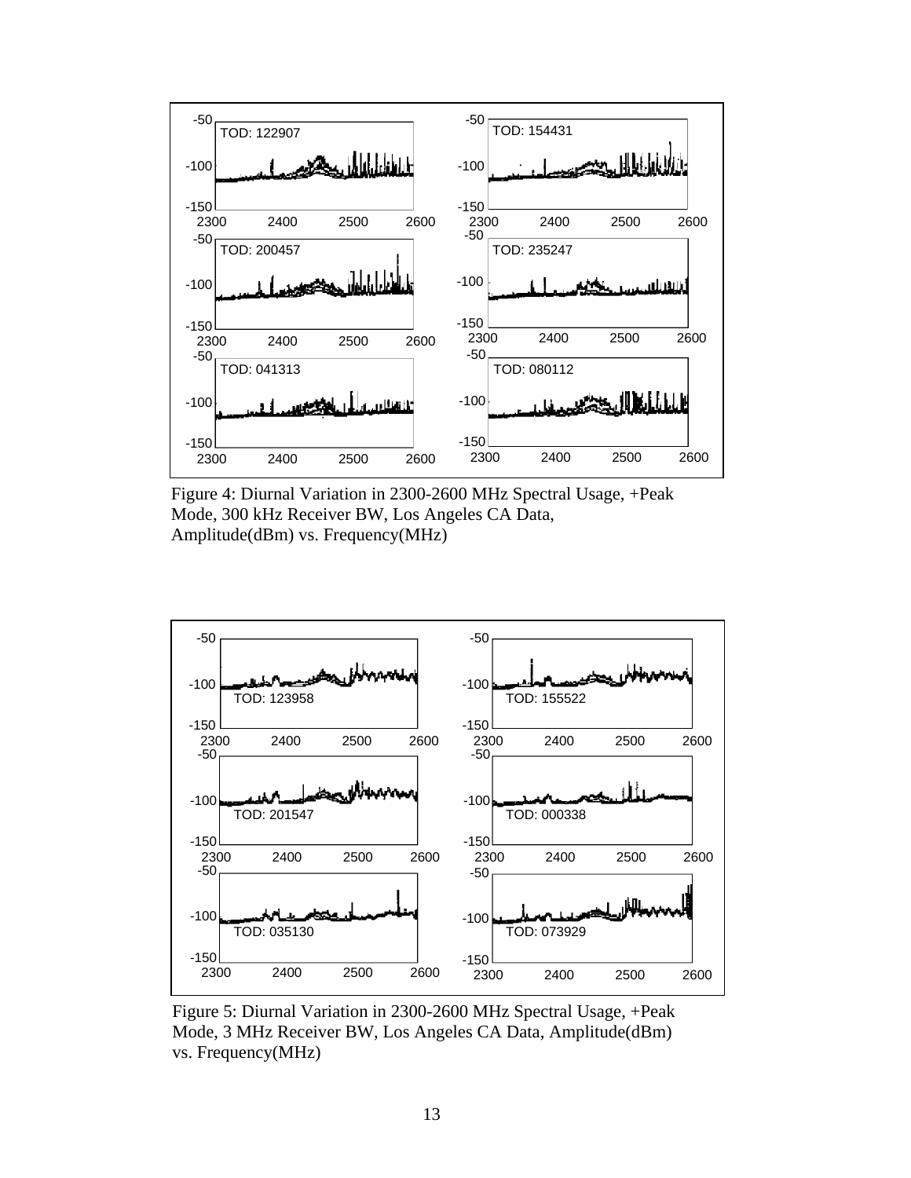Figure 4: Diurnal Variation in 2300-2600 MHz Spectral Usage, +Peak Mode, 300 kHz Receiver BW, Los Angeles CA Data, Amplitude(dBm) vs. Frequency(MHz)

Figure 5: Diurnal Variation in 2300-2600 MHz Spectral Usage, +Peak Mode, 3 MHz Receiver BW, Los Angeles CA Data, Amplitude(dBm) vs. Frequency(MHz)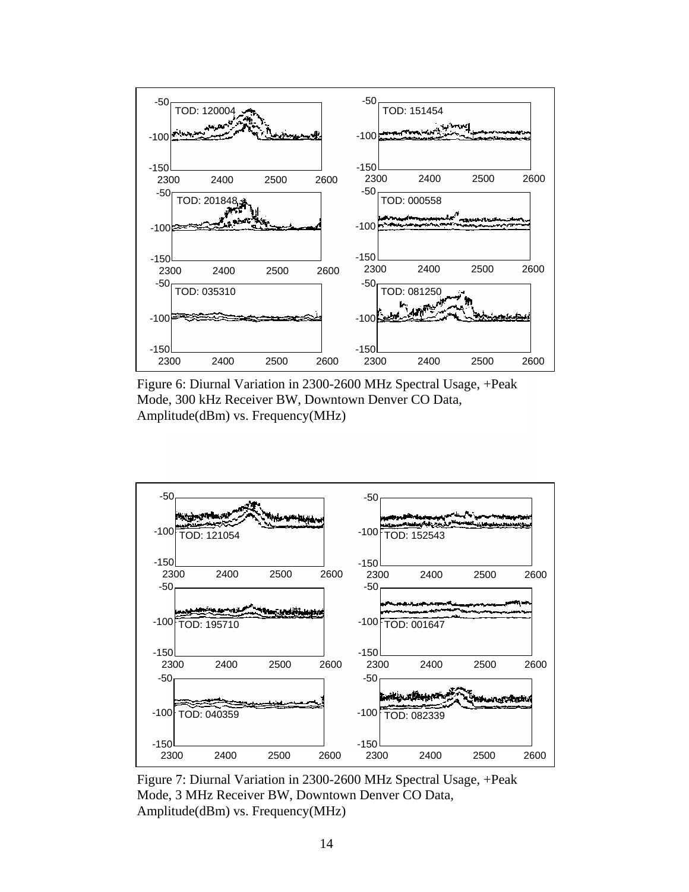Figure 6: Diurnal Variation in 2300-2600 MHz Spectral Usage, +Peak Mode, 300 kHz Receiver BW, Downtown Denver CO Data, Amplitude(dBm) vs. Frequency(MHz)

Figure 7: Diurnal Variation in 2300-2600 MHz Spectral Usage, +Peak Mode, 3 MHz Receiver BW, Downtown Denver CO Data, Amplitude(dBm) vs. Frequency(MHz)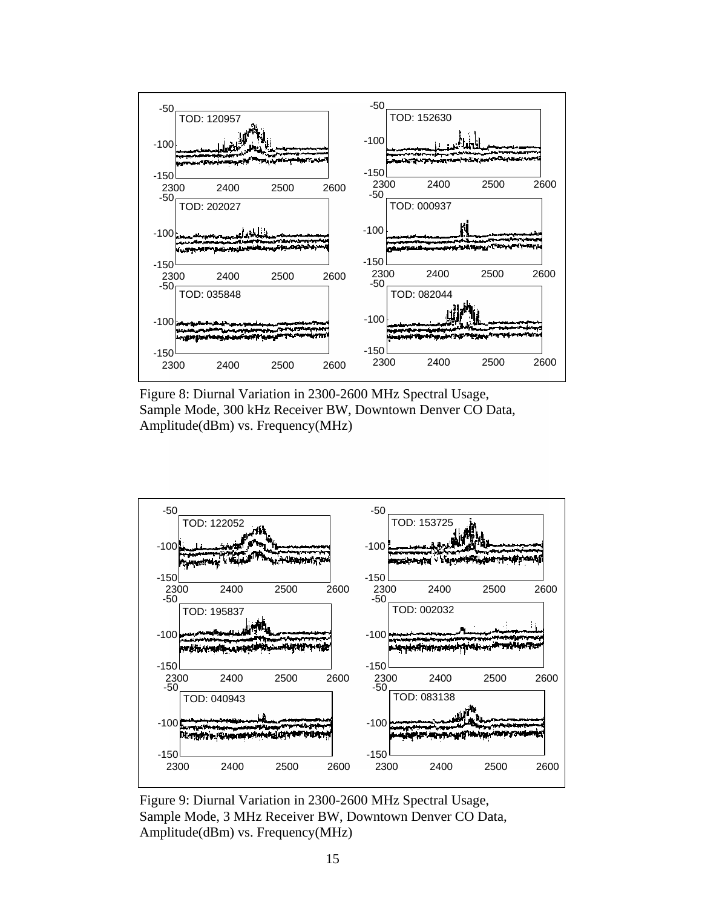Figure 8: Diurnal Variation in 2300-2600 MHz Spectral Usage, Sample Mode, 300 kHz Receiver BW, Downtown Denver CO Data, Amplitude(dBm) vs. Frequency(MHz)

Figure 9: Diurnal Variation in 2300-2600 MHz Spectral Usage, Sample Mode, 3 MHz Receiver BW, Downtown Denver CO Data, Amplitude(dBm) vs. Frequency(MHz)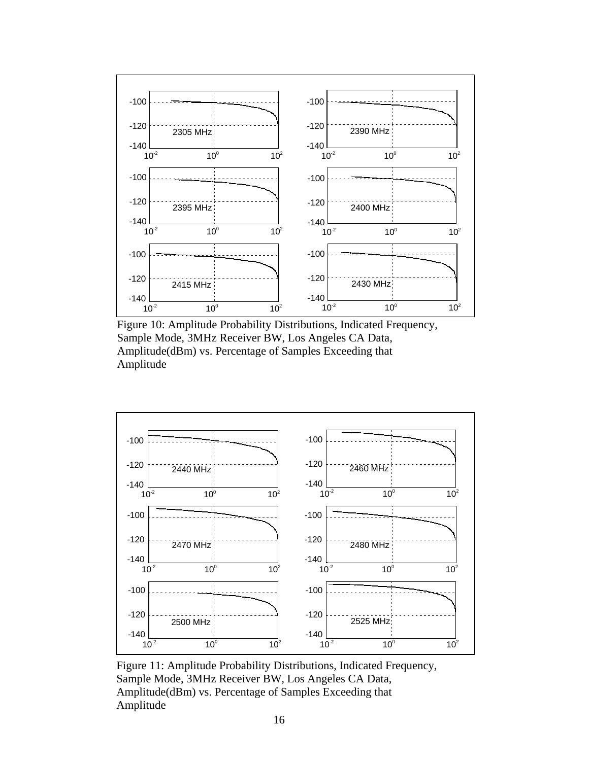Figure 10: Amplitude Probability Distributions, Indicated Frequency, Sample Mode, 3MHz Receiver BW, Los Angeles CA Data, Amplitude(dBm) vs. Percentage of Samples Exceeding that Amplitude

Figure 11: Amplitude Probability Distributions, Indicated Frequency, Sample Mode, 3MHz Receiver BW, Los Angeles CA Data, Amplitude(dBm) vs. Percentage of Samples Exceeding that Amplitude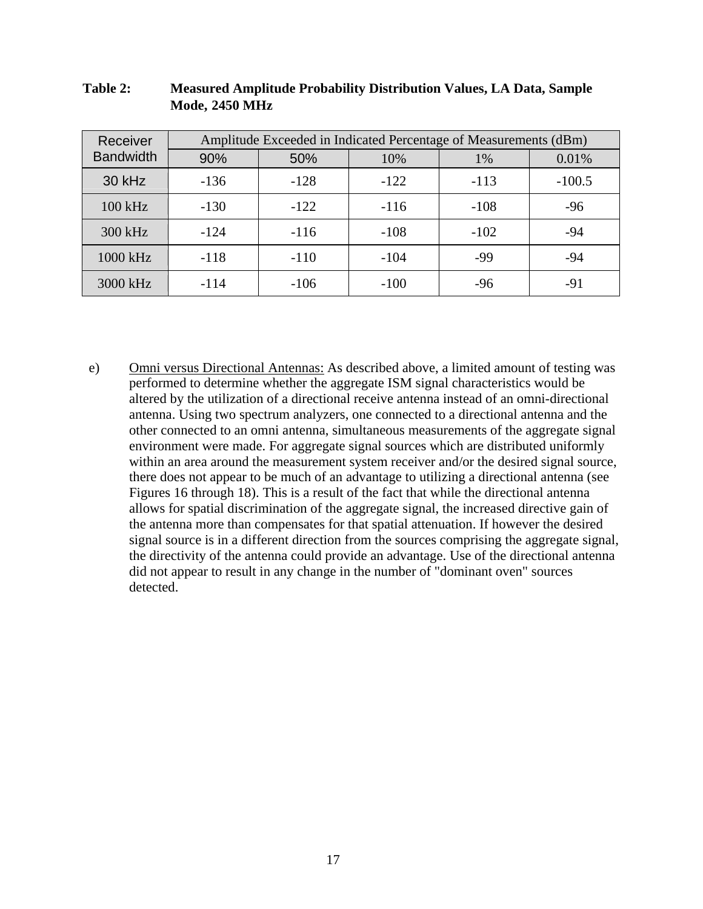**Table 2: Measured Amplitude Probability Distribution Values, LA Data, Sample Mode, 2450 MHz**

| Receiver Bandwidth | Amplitude Exceeded in Indicated Percentage of Measurements (dBm) | | | | |
|---|---|---|---|---|---|
| | 90% | 50% | 10% | 1% | 0.01% |
| 30 kHz | -136 | -128 | -122 | -113 | -100.5 |
| 100 kHz | -130 | -122 | -116 | -108 | -96 |
| 300 kHz | -124 | -116 | -108 | -102 | -94 |
| 1000 kHz | -118 | -110 | -104 | -99 | -94 |
| 3000 kHz | -114 | -106 | -100 | -96 | -91 |

e) Omni versus Directional Antennas: As described above, a limited amount of testing was performed to determine whether the aggregate ISM signal characteristics would be altered by the utilization of a directional receive antenna instead of an omni-directional antenna. Using two spectrum analyzers, one connected to a directional antenna and the other connected to an omni antenna, simultaneous measurements of the aggregate signal environment were made. For aggregate signal sources which are distributed uniformly within an area around the measurement system receiver and/or the desired signal source, there does not appear to be much of an advantage to utilizing a directional antenna (see Figures 16 through 18). This is a result of the fact that while the directional antenna allows for spatial discrimination of the aggregate signal, the increased directive gain of the antenna more than compensates for that spatial attenuation. If however the desired signal source is in a different direction from the sources comprising the aggregate signal, the directivity of the antenna could provide an advantage. Use of the directional antenna did not appear to result in any change in the number of "dominant oven" sources detected.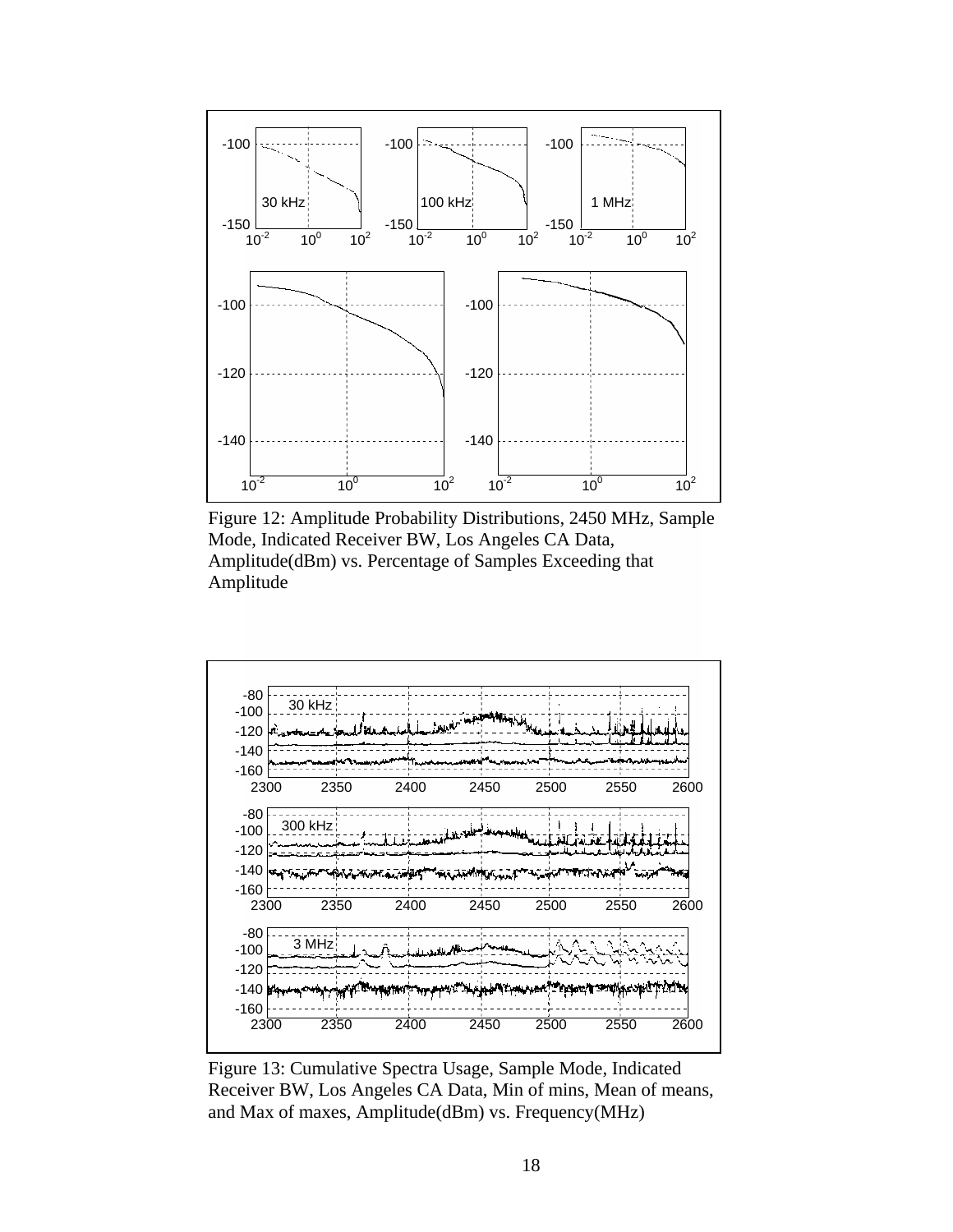Figure 12: Amplitude Probability Distributions, 2450 MHz, Sample Mode, Indicated Receiver BW, Los Angeles CA Data, Amplitude(dBm) vs. Percentage of Samples Exceeding that Amplitude

Figure 13: Cumulative Spectra Usage, Sample Mode, Indicated Receiver BW, Los Angeles CA Data, Min of mins, Mean of means, and Max of maxes, Amplitude(dBm) vs. Frequency(MHz)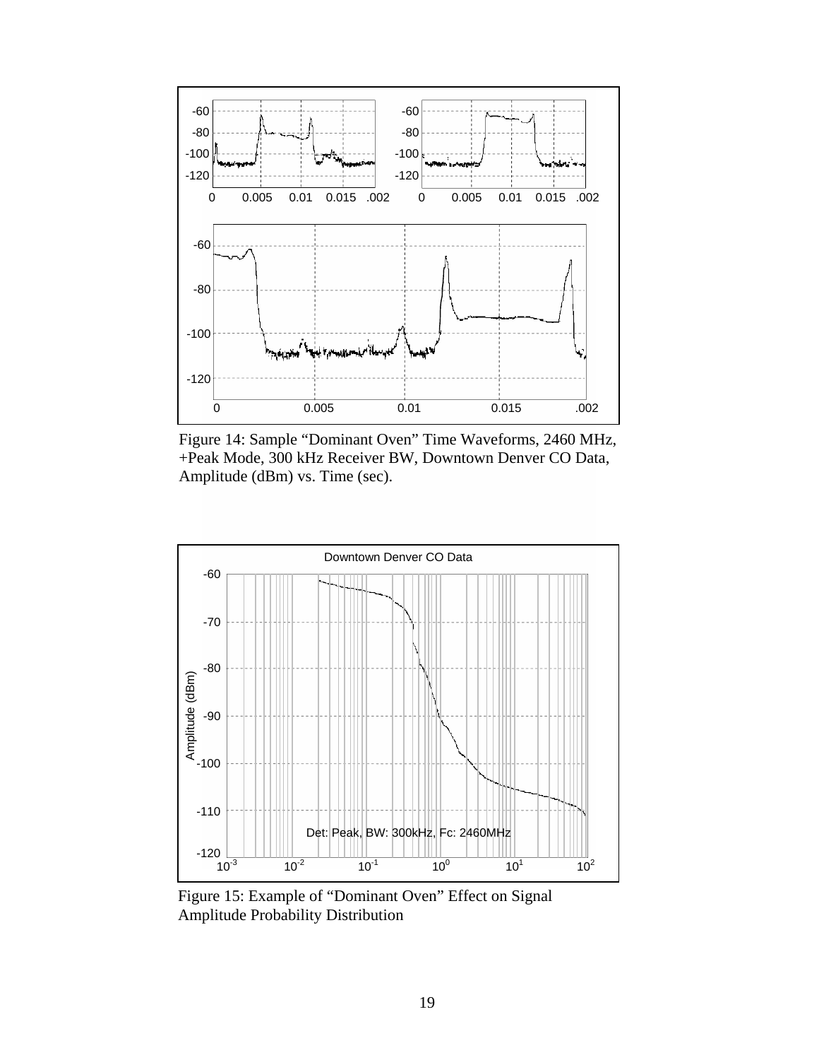Figure 14: Sample "Dominant Oven" Time Waveforms, 2460 MHz, +Peak Mode, 300 kHz Receiver BW, Downtown Denver CO Data, Amplitude (dBm) vs. Time (sec).

Figure 15: Example of "Dominant Oven" Effect on Signal Amplitude Probability Distribution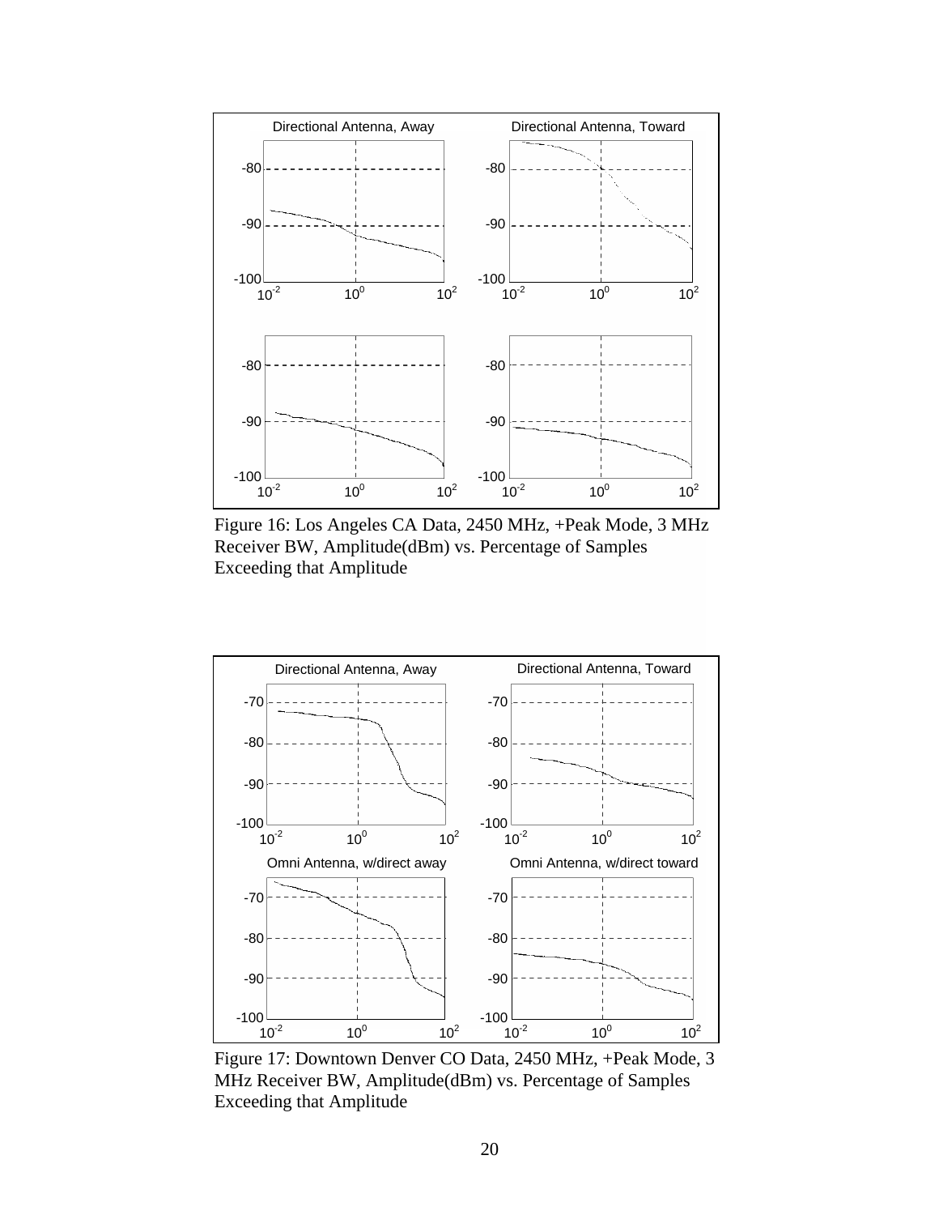Figure 16: Los Angeles CA Data, 2450 MHz, +Peak Mode, 3 MHz Receiver BW, Amplitude(dBm) vs. Percentage of Samples Exceeding that Amplitude

Figure 17: Downtown Denver CO Data, 2450 MHz, +Peak Mode, 3 MHz Receiver BW, Amplitude(dBm) vs. Percentage of Samples Exceeding that Amplitude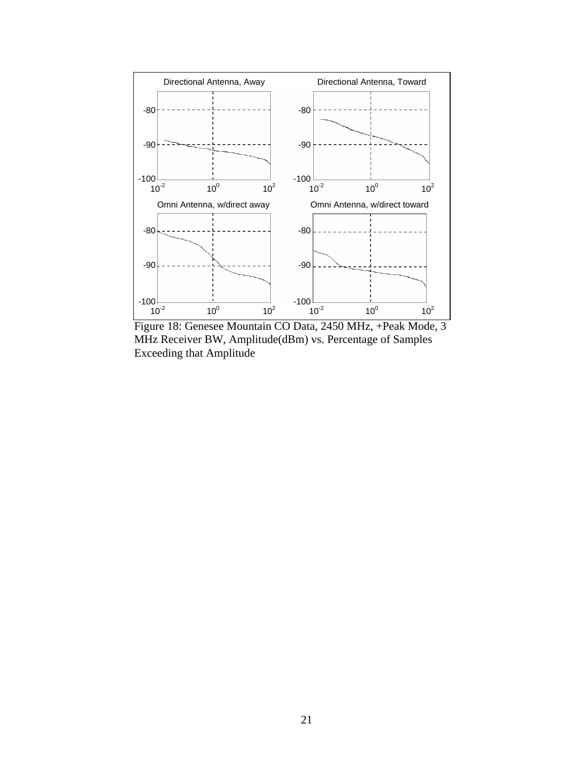Figure 18: Genesee Mountain CO Data, 2450 MHz, +Peak Mode, 3 MHz Receiver BW, Amplitude(dBm) vs. Percentage of Samples Exceeding that Amplitude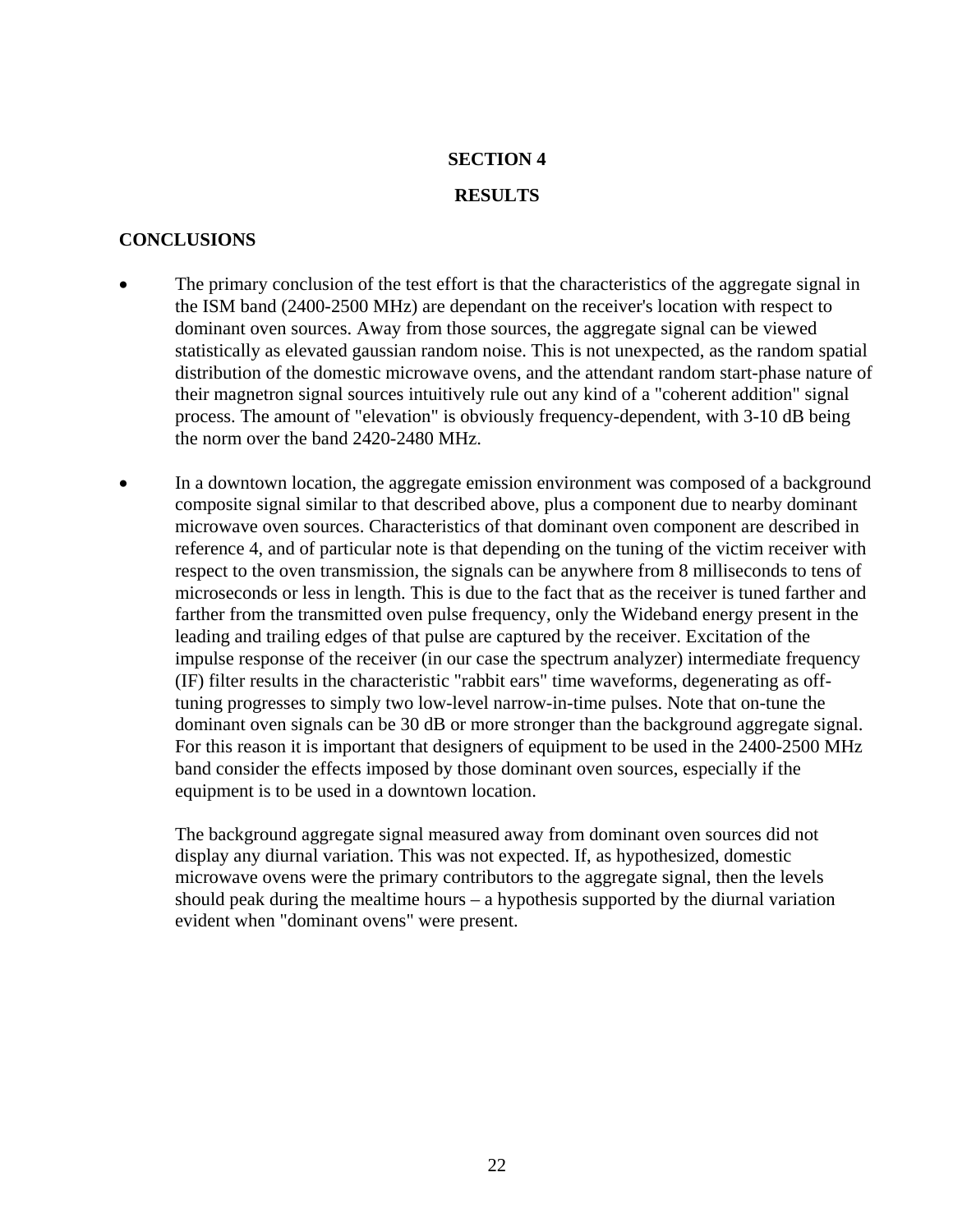# SECTION 4

# RESULTS

## CONCLUSIONS

- The primary conclusion of the test effort is that the characteristics of the aggregate signal in the ISM band (2400-2500 MHz) are dependant on the receiver's location with respect to dominant oven sources. Away from those sources, the aggregate signal can be viewed statistically as elevated gaussian random noise. This is not unexpected, as the random spatial distribution of the domestic microwave ovens, and the attendant random start-phase nature of their magnetron signal sources intuitively rule out any kind of a "coherent addition" signal process. The amount of "elevation" is obviously frequency-dependent, with 3-10 dB being the norm over the band 2420-2480 MHz.

- In a downtown location, the aggregate emission environment was composed of a background composite signal similar to that described above, plus a component due to nearby dominant microwave oven sources. Characteristics of that dominant oven component are described in reference 4, and of particular note is that depending on the tuning of the victim receiver with respect to the oven transmission, the signals can be anywhere from 8 milliseconds to tens of microseconds or less in length. This is due to the fact that as the receiver is tuned farther and farther from the transmitted oven pulse frequency, only the Wideband energy present in the leading and trailing edges of that pulse are captured by the receiver. Excitation of the impulse response of the receiver (in our case the spectrum analyzer) intermediate frequency (IF) filter results in the characteristic "rabbit ears" time waveforms, degenerating as off-tuning progresses to simply two low-level narrow-in-time pulses. Note that on-tune the dominant oven signals can be 30 dB or more stronger than the background aggregate signal. For this reason it is important that designers of equipment to be used in the 2400-2500 MHz band consider the effects imposed by those dominant oven sources, especially if the equipment is to be used in a downtown location.

  The background aggregate signal measured away from dominant oven sources did not display any diurnal variation. This was not expected. If, as hypothesized, domestic microwave ovens were the primary contributors to the aggregate signal, then the levels should peak during the mealtime hours – a hypothesis supported by the diurnal variation evident when "dominant ovens" were present.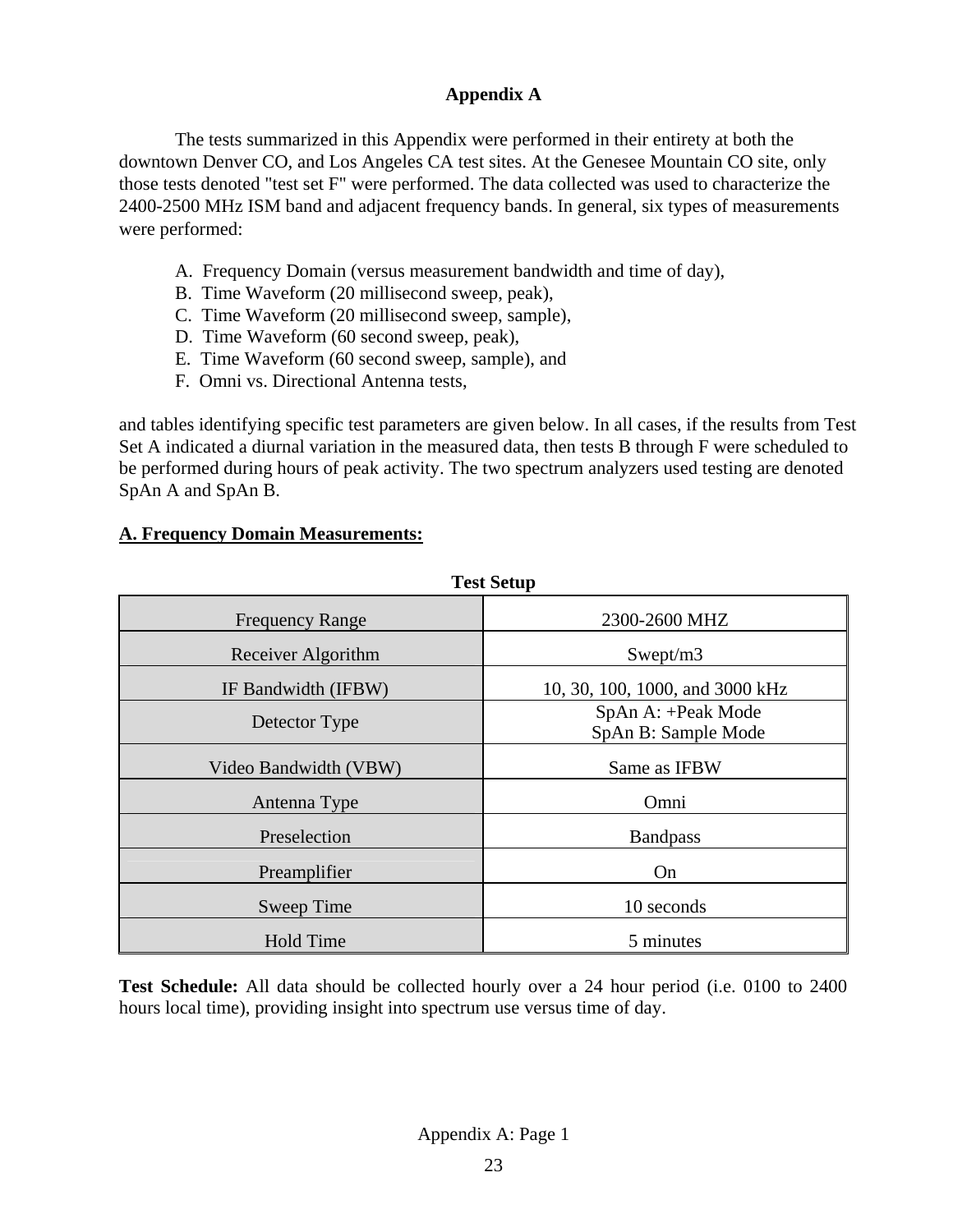# Appendix A

The tests summarized in this Appendix were performed in their entirety at both the downtown Denver CO, and Los Angeles CA test sites. At the Genesee Mountain CO site, only those tests denoted "test set F" were performed. The data collected was used to characterize the 2400-2500 MHz ISM band and adjacent frequency bands. In general, six types of measurements were performed:

A. Frequency Domain (versus measurement bandwidth and time of day),
B. Time Waveform (20 millisecond sweep, peak),
C. Time Waveform (20 millisecond sweep, sample),
D. Time Waveform (60 second sweep, peak),
E. Time Waveform (60 second sweep, sample), and
F. Omni vs. Directional Antenna tests,

and tables identifying specific test parameters are given below. In all cases, if the results from Test Set A indicated a diurnal variation in the measured data, then tests B through F were scheduled to be performed during hours of peak activity. The two spectrum analyzers used testing are denoted SpAn A and SpAn B.

## A. Frequency Domain Measurements:

**Test Setup**

| Parameter | Setting |
|---|---|
| Frequency Range | 2300-2600 MHZ |
| Receiver Algorithm | Swept/m3 |
| IF Bandwidth (IFBW) | 10, 30, 100, 1000, and 3000 kHz |
| Detector Type | SpAn A: +Peak Mode<br>SpAn B: Sample Mode |
| Video Bandwidth (VBW) | Same as IFBW |
| Antenna Type | Omni |
| Preselection | Bandpass |
| Preamplifier | On |
| Sweep Time | 10 seconds |
| Hold Time | 5 minutes |

**Test Schedule:** All data should be collected hourly over a 24 hour period (i.e. 0100 to 2400 hours local time), providing insight into spectrum use versus time of day.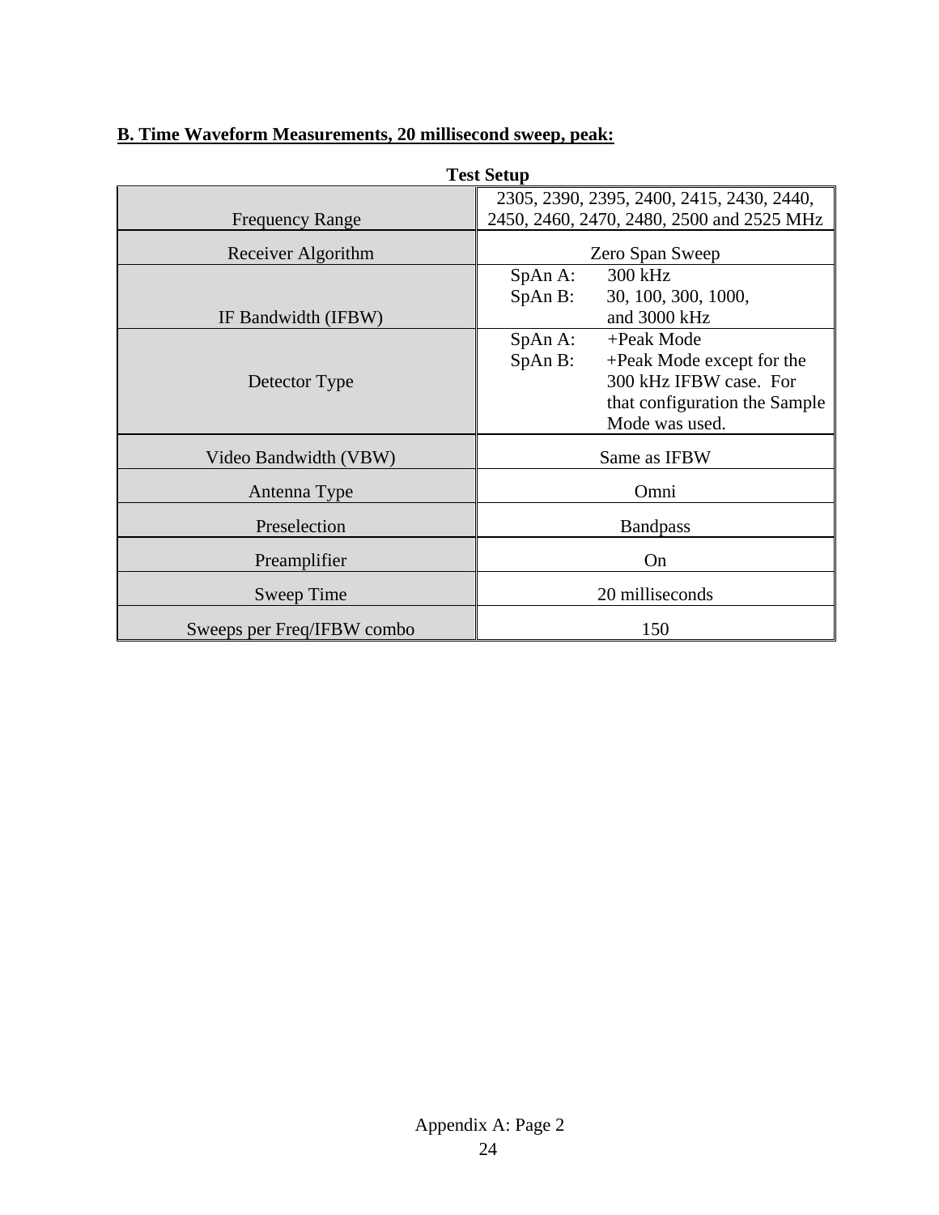**B. Time Waveform Measurements, 20 millisecond sweep, peak:**

**Test Setup**

| | |
|---|---|
| Frequency Range | 2305, 2390, 2395, 2400, 2415, 2430, 2440, 2450, 2460, 2470, 2480, 2500 and 2525 MHz |
| Receiver Algorithm | Zero Span Sweep |
| IF Bandwidth (IFBW) | SpAn A: 300 kHz<br>SpAn B: 30, 100, 300, 1000, and 3000 kHz |
| Detector Type | SpAn A: +Peak Mode<br>SpAn B: +Peak Mode except for the 300 kHz IFBW case. For that configuration the Sample Mode was used. |
| Video Bandwidth (VBW) | Same as IFBW |
| Antenna Type | Omni |
| Preselection | Bandpass |
| Preamplifier | On |
| Sweep Time | 20 milliseconds |
| Sweeps per Freq/IFBW combo | 150 |

Appendix A: Page 2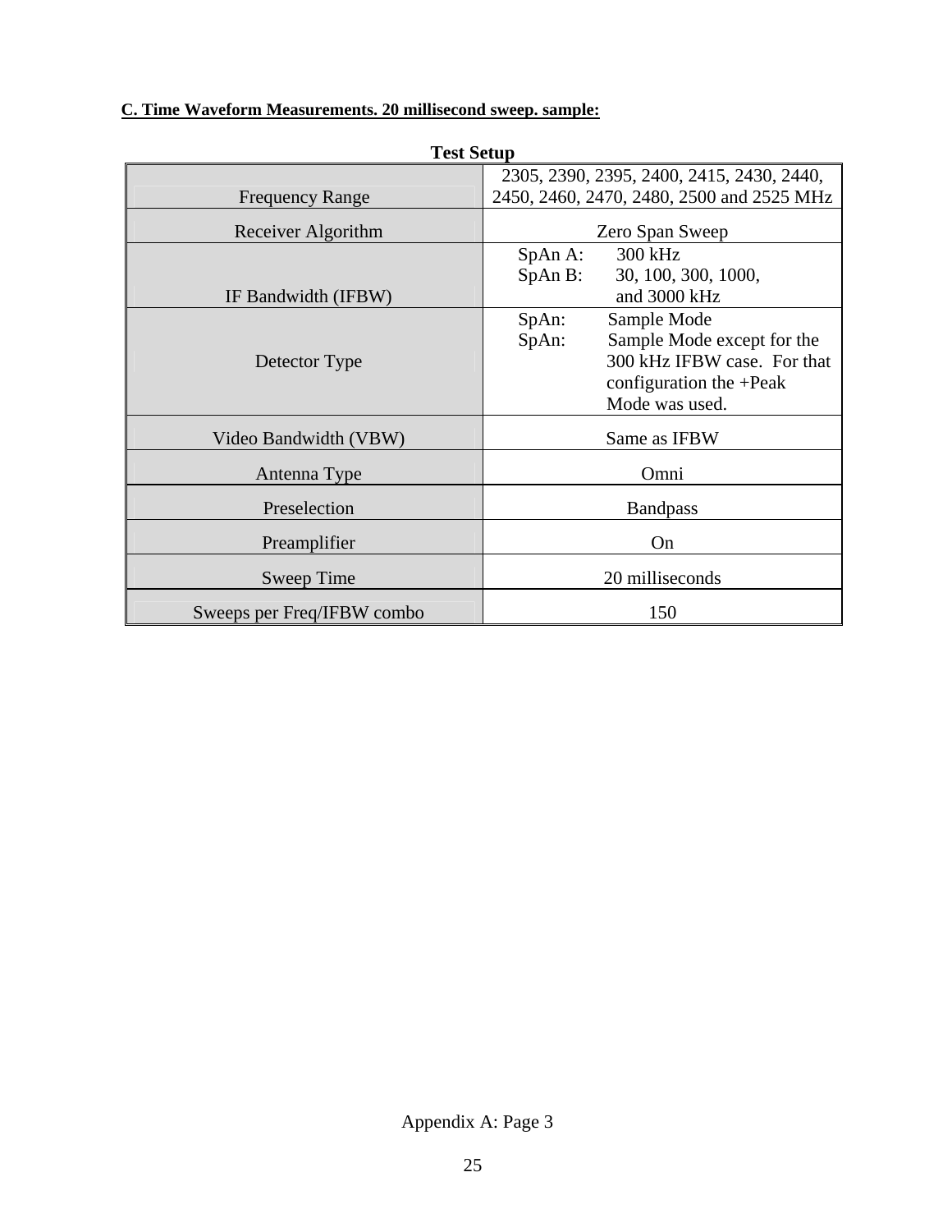**C. Time Waveform Measurements. 20 millisecond sweep. sample:**

**Test Setup**

| | |
|---|---|
| Frequency Range | 2305, 2390, 2395, 2400, 2415, 2430, 2440, 2450, 2460, 2470, 2480, 2500 and 2525 MHz |
| Receiver Algorithm | Zero Span Sweep |
| IF Bandwidth (IFBW) | SpAn A: 300 kHz<br>SpAn B: 30, 100, 300, 1000, and 3000 kHz |
| Detector Type | SpAn: Sample Mode<br>SpAn: Sample Mode except for the 300 kHz IFBW case. For that configuration the +Peak Mode was used. |
| Video Bandwidth (VBW) | Same as IFBW |
| Antenna Type | Omni |
| Preselection | Bandpass |
| Preamplifier | On |
| Sweep Time | 20 milliseconds |
| Sweeps per Freq/IFBW combo | 150 |

Appendix A: Page 3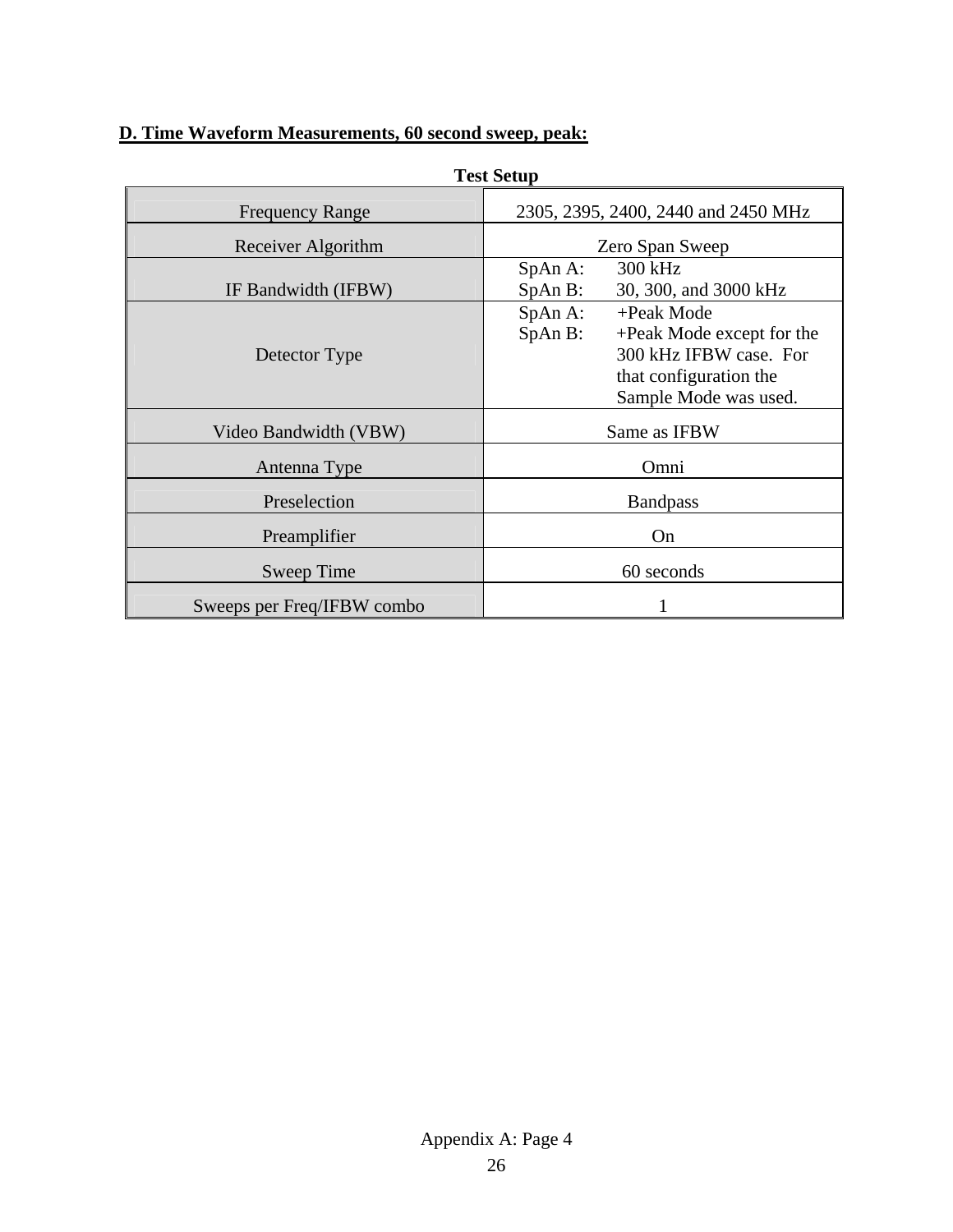**D. Time Waveform Measurements, 60 second sweep, peak:**

**Test Setup**

| Parameter | Setting |
| --- | --- |
| Frequency Range | 2305, 2395, 2400, 2440 and 2450 MHz |
| Receiver Algorithm | Zero Span Sweep |
| IF Bandwidth (IFBW) | SpAn A: 300 kHz<br>SpAn B: 30, 300, and 3000 kHz |
| Detector Type | SpAn A: +Peak Mode<br>SpAn B: +Peak Mode except for the 300 kHz IFBW case. For that configuration the Sample Mode was used. |
| Video Bandwidth (VBW) | Same as IFBW |
| Antenna Type | Omni |
| Preselection | Bandpass |
| Preamplifier | On |
| Sweep Time | 60 seconds |
| Sweeps per Freq/IFBW combo | 1 |

Appendix A: Page 4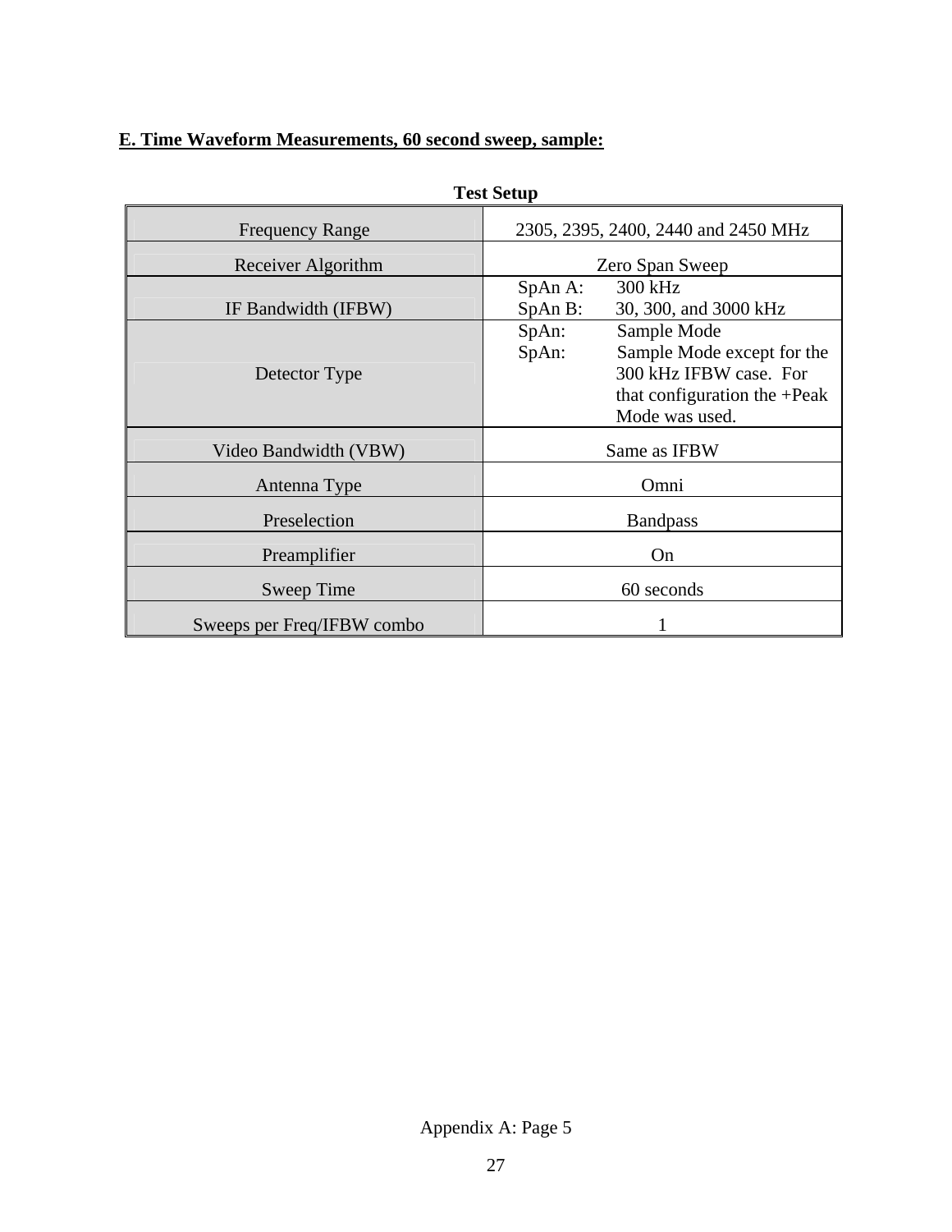## E. Time Waveform Measurements, 60 second sweep, sample:

**Test Setup**

| | |
|---|---|
| Frequency Range | 2305, 2395, 2400, 2440 and 2450 MHz |
| Receiver Algorithm | Zero Span Sweep |
| IF Bandwidth (IFBW) | SpAn A: 300 kHz<br>SpAn B: 30, 300, and 3000 kHz |
| Detector Type | SpAn: Sample Mode<br>SpAn: Sample Mode except for the 300 kHz IFBW case. For that configuration the +Peak Mode was used. |
| Video Bandwidth (VBW) | Same as IFBW |
| Antenna Type | Omni |
| Preselection | Bandpass |
| Preamplifier | On |
| Sweep Time | 60 seconds |
| Sweeps per Freq/IFBW combo | 1 |

Appendix A: Page 5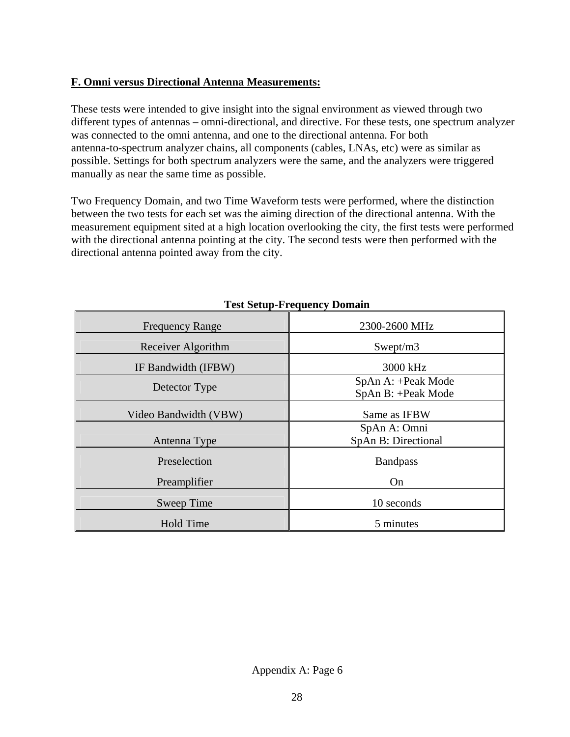## F. Omni versus Directional Antenna Measurements:

These tests were intended to give insight into the signal environment as viewed through two different types of antennas – omni-directional, and directive. For these tests, one spectrum analyzer was connected to the omni antenna, and one to the directional antenna. For both antenna-to-spectrum analyzer chains, all components (cables, LNAs, etc) were as similar as possible. Settings for both spectrum analyzers were the same, and the analyzers were triggered manually as near the same time as possible.

Two Frequency Domain, and two Time Waveform tests were performed, where the distinction between the two tests for each set was the aiming direction of the directional antenna. With the measurement equipment sited at a high location overlooking the city, the first tests were performed with the directional antenna pointing at the city. The second tests were then performed with the directional antenna pointed away from the city.

**Test Setup-Frequency Domain**

| | |
|---|---|
| Frequency Range | 2300-2600 MHz |
| Receiver Algorithm | Swept/m3 |
| IF Bandwidth (IFBW) | 3000 kHz |
| Detector Type | SpAn A: +Peak Mode<br>SpAn B: +Peak Mode |
| Video Bandwidth (VBW) | Same as IFBW |
| Antenna Type | SpAn A: Omni<br>SpAn B: Directional |
| Preselection | Bandpass |
| Preamplifier | On |
| Sweep Time | 10 seconds |
| Hold Time | 5 minutes |

Appendix A: Page 6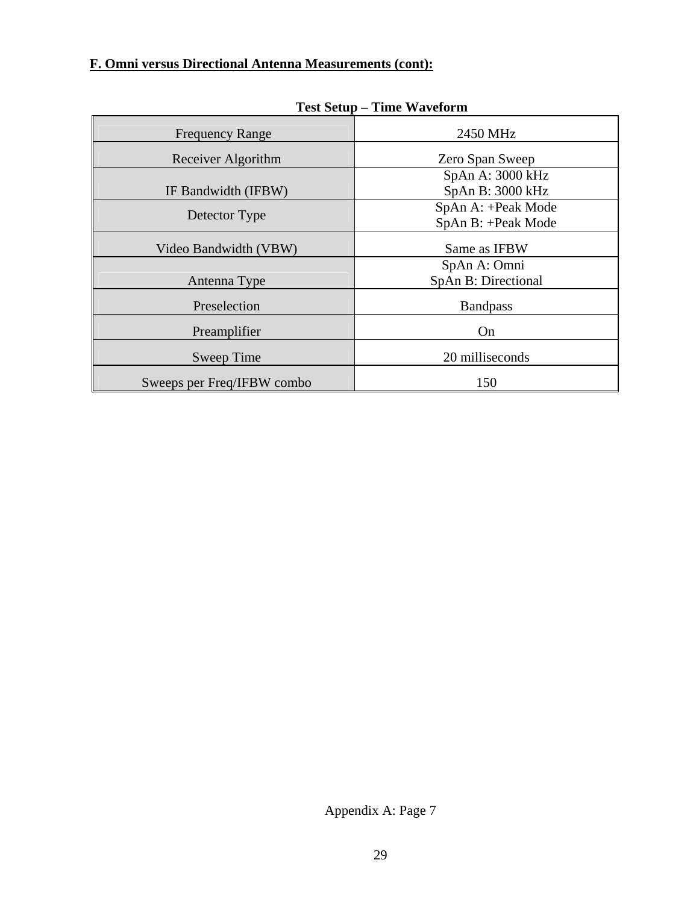**F. Omni versus Directional Antenna Measurements (cont):**

**Test Setup – Time Waveform**

| | |
|---|---|
| Frequency Range | 2450 MHz |
| Receiver Algorithm | Zero Span Sweep |
| IF Bandwidth (IFBW) | SpAn A: 3000 kHz<br>SpAn B: 3000 kHz |
| Detector Type | SpAn A: +Peak Mode<br>SpAn B: +Peak Mode |
| Video Bandwidth (VBW) | Same as IFBW |
| Antenna Type | SpAn A: Omni<br>SpAn B: Directional |
| Preselection | Bandpass |
| Preamplifier | On |
| Sweep Time | 20 milliseconds |
| Sweeps per Freq/IFBW combo | 150 |

Appendix A: Page 7